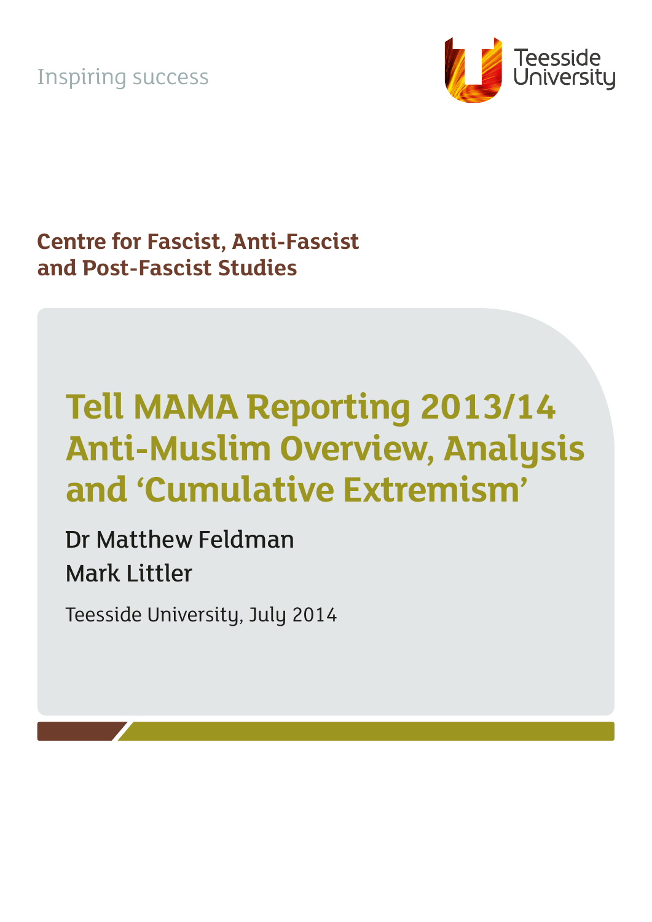Inspiring success

Teesside University

## Centre for Fascist, Anti-Fascist and Post-Fascist Studies

# Tell MAMA Reporting 2013/14 Anti-Muslim Overview, Analysis and 'Cumulative Extremism'

Dr Matthew Feldman

Mark Littler

Teesside University, July 2014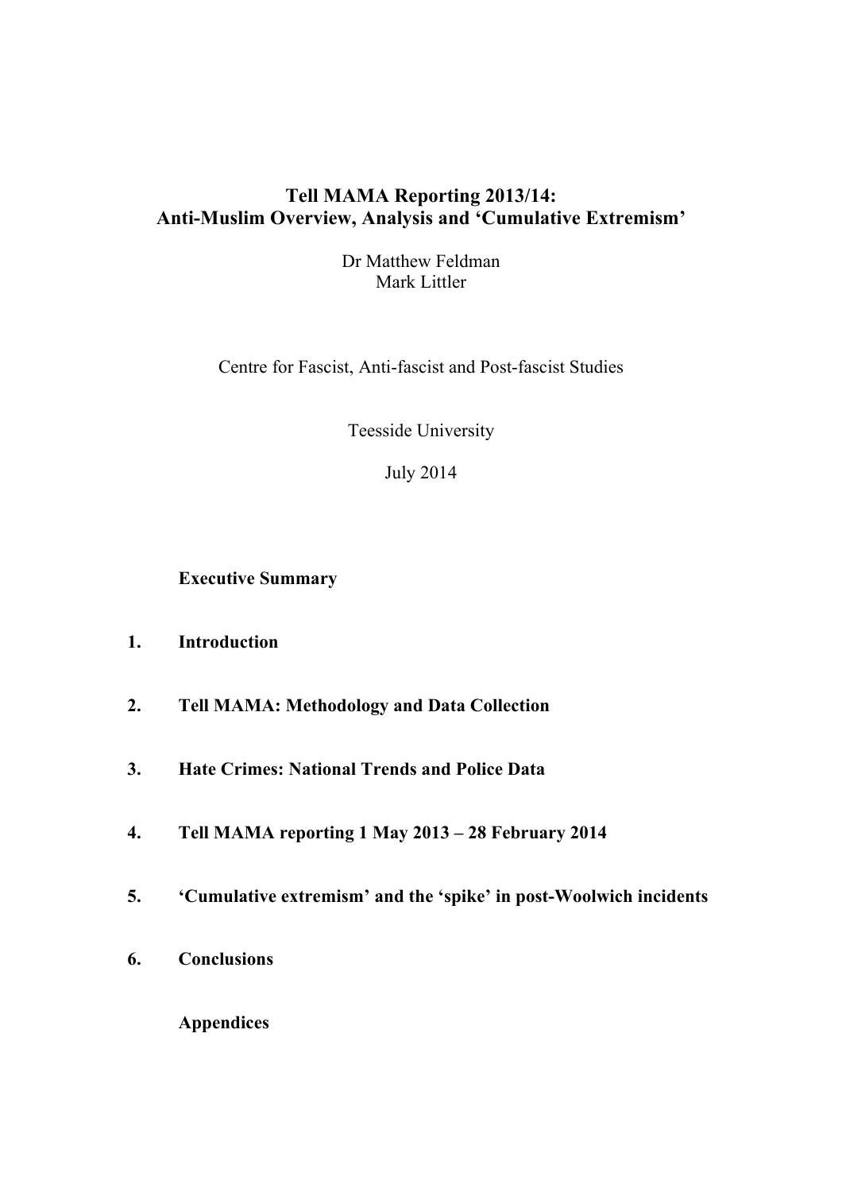# Tell MAMA Reporting 2013/14: Anti-Muslim Overview, Analysis and 'Cumulative Extremism'

Dr Matthew Feldman
Mark Littler

Centre for Fascist, Anti-fascist and Post-fascist Studies

Teesside University

July 2014

**Executive Summary**

1. **Introduction**

2. **Tell MAMA: Methodology and Data Collection**

3. **Hate Crimes: National Trends and Police Data**

4. **Tell MAMA reporting 1 May 2013 – 28 February 2014**

5. **'Cumulative extremism' and the 'spike' in post-Woolwich incidents**

6. **Conclusions**

**Appendices**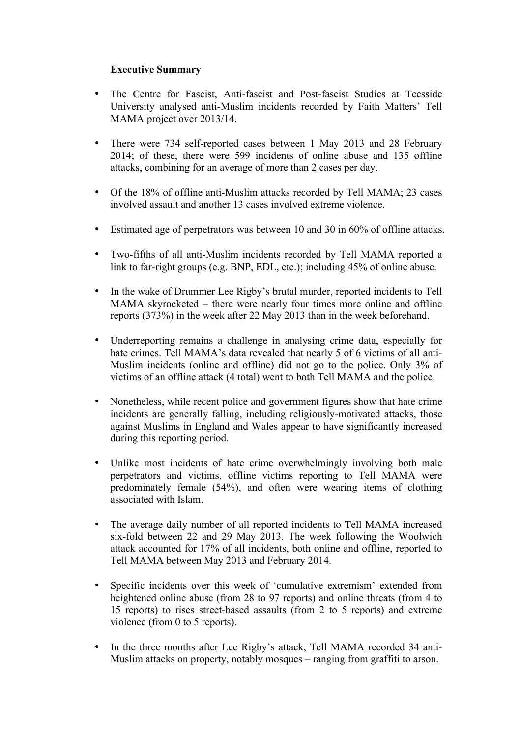**Executive Summary**

- The Centre for Fascist, Anti-fascist and Post-fascist Studies at Teesside University analysed anti-Muslim incidents recorded by Faith Matters' Tell MAMA project over 2013/14.

- There were 734 self-reported cases between 1 May 2013 and 28 February 2014; of these, there were 599 incidents of online abuse and 135 offline attacks, combining for an average of more than 2 cases per day.

- Of the 18% of offline anti-Muslim attacks recorded by Tell MAMA; 23 cases involved assault and another 13 cases involved extreme violence.

- Estimated age of perpetrators was between 10 and 30 in 60% of offline attacks.

- Two-fifths of all anti-Muslim incidents recorded by Tell MAMA reported a link to far-right groups (e.g. BNP, EDL, etc.); including 45% of online abuse.

- In the wake of Drummer Lee Rigby's brutal murder, reported incidents to Tell MAMA skyrocketed – there were nearly four times more online and offline reports (373%) in the week after 22 May 2013 than in the week beforehand.

- Underreporting remains a challenge in analysing crime data, especially for hate crimes. Tell MAMA's data revealed that nearly 5 of 6 victims of all anti-Muslim incidents (online and offline) did not go to the police. Only 3% of victims of an offline attack (4 total) went to both Tell MAMA and the police.

- Nonetheless, while recent police and government figures show that hate crime incidents are generally falling, including religiously-motivated attacks, those against Muslims in England and Wales appear to have significantly increased during this reporting period.

- Unlike most incidents of hate crime overwhelmingly involving both male perpetrators and victims, offline victims reporting to Tell MAMA were predominately female (54%), and often were wearing items of clothing associated with Islam.

- The average daily number of all reported incidents to Tell MAMA increased six-fold between 22 and 29 May 2013. The week following the Woolwich attack accounted for 17% of all incidents, both online and offline, reported to Tell MAMA between May 2013 and February 2014.

- Specific incidents over this week of 'cumulative extremism' extended from heightened online abuse (from 28 to 97 reports) and online threats (from 4 to 15 reports) to rises street-based assaults (from 2 to 5 reports) and extreme violence (from 0 to 5 reports).

- In the three months after Lee Rigby's attack, Tell MAMA recorded 34 anti-Muslim attacks on property, notably mosques – ranging from graffiti to arson.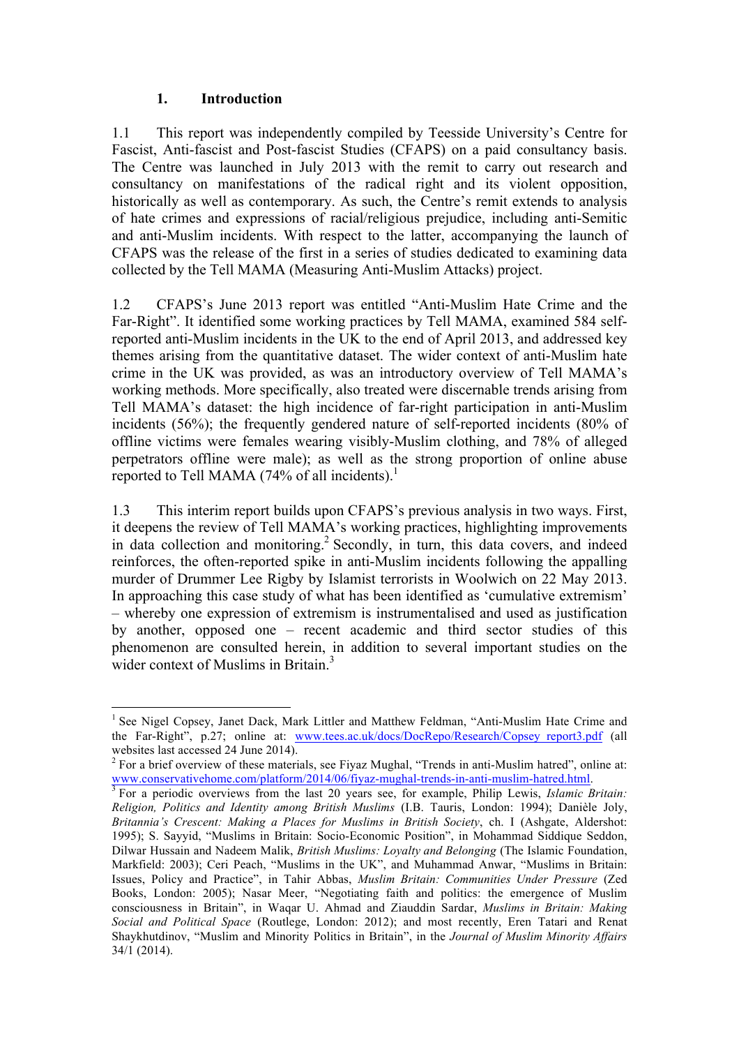## 1. Introduction

1.1 This report was independently compiled by Teesside University's Centre for Fascist, Anti-fascist and Post-fascist Studies (CFAPS) on a paid consultancy basis. The Centre was launched in July 2013 with the remit to carry out research and consultancy on manifestations of the radical right and its violent opposition, historically as well as contemporary. As such, the Centre's remit extends to analysis of hate crimes and expressions of racial/religious prejudice, including anti-Semitic and anti-Muslim incidents. With respect to the latter, accompanying the launch of CFAPS was the release of the first in a series of studies dedicated to examining data collected by the Tell MAMA (Measuring Anti-Muslim Attacks) project.

1.2 CFAPS's June 2013 report was entitled "Anti-Muslim Hate Crime and the Far-Right". It identified some working practices by Tell MAMA, examined 584 self-reported anti-Muslim incidents in the UK to the end of April 2013, and addressed key themes arising from the quantitative dataset. The wider context of anti-Muslim hate crime in the UK was provided, as was an introductory overview of Tell MAMA's working methods. More specifically, also treated were discernable trends arising from Tell MAMA's dataset: the high incidence of far-right participation in anti-Muslim incidents (56%); the frequently gendered nature of self-reported incidents (80% of offline victims were females wearing visibly-Muslim clothing, and 78% of alleged perpetrators offline were male); as well as the strong proportion of online abuse reported to Tell MAMA (74% of all incidents).[1]

1.3 This interim report builds upon CFAPS's previous analysis in two ways. First, it deepens the review of Tell MAMA's working practices, highlighting improvements in data collection and monitoring.[2] Secondly, in turn, this data covers, and indeed reinforces, the often-reported spike in anti-Muslim incidents following the appalling murder of Drummer Lee Rigby by Islamist terrorists in Woolwich on 22 May 2013. In approaching this case study of what has been identified as 'cumulative extremism' – whereby one expression of extremism is instrumentalised and used as justification by another, opposed one – recent academic and third sector studies of this phenomenon are consulted herein, in addition to several important studies on the wider context of Muslims in Britain.[3]

---

[1] See Nigel Copsey, Janet Dack, Mark Littler and Matthew Feldman, "Anti-Muslim Hate Crime and the Far-Right", p.27; online at: www.tees.ac.uk/docs/DocRepo/Research/Copsey_report3.pdf (all websites last accessed 24 June 2014).

[2] For a brief overview of these materials, see Fiyaz Mughal, "Trends in anti-Muslim hatred", online at: www.conservativehome.com/platform/2014/06/fiyaz-mughal-trends-in-anti-muslim-hatred.html.

[3] For a periodic overviews from the last 20 years see, for example, Philip Lewis, *Islamic Britain: Religion, Politics and Identity among British Muslims* (I.B. Tauris, London: 1994); Danièle Joly, *Britannia's Crescent: Making a Places for Muslims in British Society*, ch. I (Ashgate, Aldershot: 1995); S. Sayyid, "Muslims in Britain: Socio-Economic Position", in Mohammad Siddique Seddon, Dilwar Hussain and Nadeem Malik, *British Muslims: Loyalty and Belonging* (The Islamic Foundation, Markfield: 2003); Ceri Peach, "Muslims in the UK", and Muhammad Anwar, "Muslims in Britain: Issues, Policy and Practice", in Tahir Abbas, *Muslim Britain: Communities Under Pressure* (Zed Books, London: 2005); Nasar Meer, "Negotiating faith and politics: the emergence of Muslim consciousness in Britain", in Waqar U. Ahmad and Ziauddin Sardar, *Muslims in Britain: Making Social and Political Space* (Routlege, London: 2012); and most recently, Eren Tatari and Renat Shaykhutdinov, "Muslim and Minority Politics in Britain", in the *Journal of Muslim Minority Affairs* 34/1 (2014).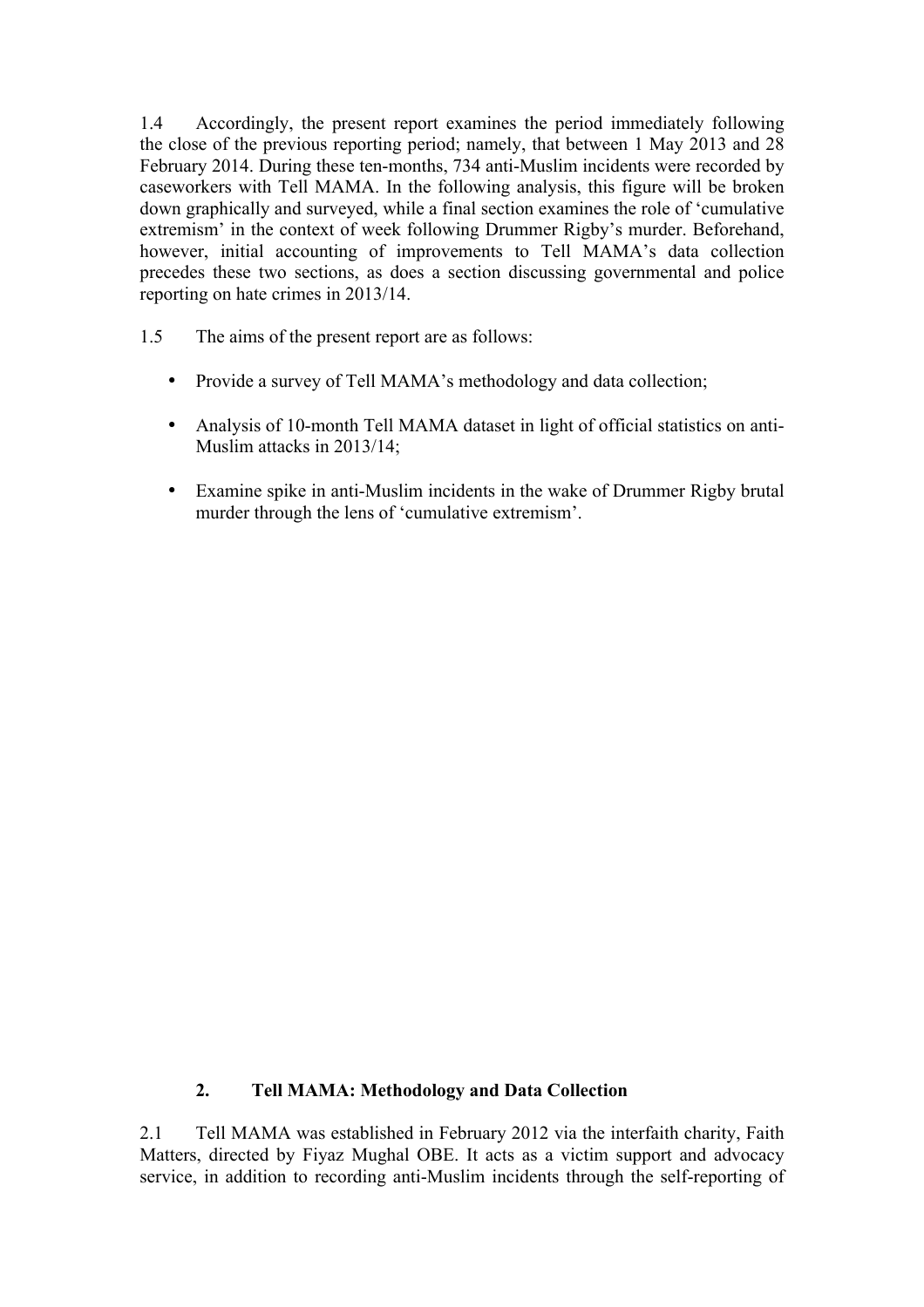1.4 Accordingly, the present report examines the period immediately following the close of the previous reporting period; namely, that between 1 May 2013 and 28 February 2014. During these ten-months, 734 anti-Muslim incidents were recorded by caseworkers with Tell MAMA. In the following analysis, this figure will be broken down graphically and surveyed, while a final section examines the role of 'cumulative extremism' in the context of week following Drummer Rigby's murder. Beforehand, however, initial accounting of improvements to Tell MAMA's data collection precedes these two sections, as does a section discussing governmental and police reporting on hate crimes in 2013/14.

1.5 The aims of the present report are as follows:

- Provide a survey of Tell MAMA's methodology and data collection;
- Analysis of 10-month Tell MAMA dataset in light of official statistics on anti-Muslim attacks in 2013/14;
- Examine spike in anti-Muslim incidents in the wake of Drummer Rigby brutal murder through the lens of 'cumulative extremism'.

## 2. Tell MAMA: Methodology and Data Collection

2.1 Tell MAMA was established in February 2012 via the interfaith charity, Faith Matters, directed by Fiyaz Mughal OBE. It acts as a victim support and advocacy service, in addition to recording anti-Muslim incidents through the self-reporting of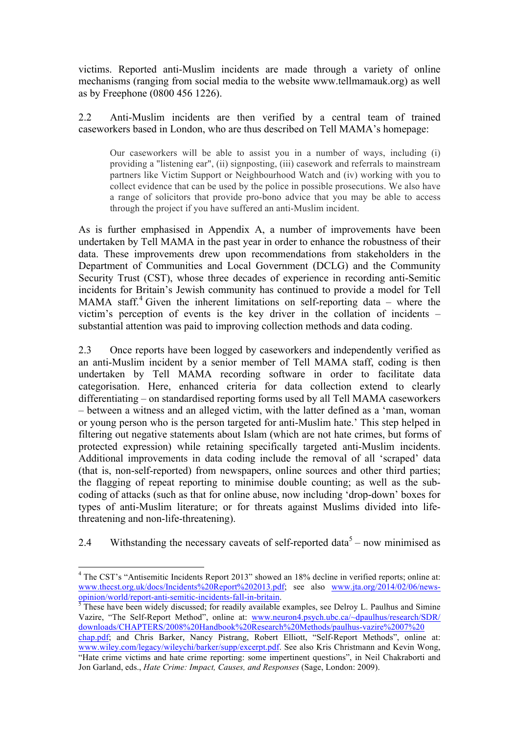victims. Reported anti-Muslim incidents are made through a variety of online mechanisms (ranging from social media to the website www.tellmamauk.org) as well as by Freephone (0800 456 1226).

2.2 Anti-Muslim incidents are then verified by a central team of trained caseworkers based in London, who are thus described on Tell MAMA's homepage:

> Our caseworkers will be able to assist you in a number of ways, including (i) providing a "listening ear", (ii) signposting, (iii) casework and referrals to mainstream partners like Victim Support or Neighbourhood Watch and (iv) working with you to collect evidence that can be used by the police in possible prosecutions. We also have a range of solicitors that provide pro-bono advice that you may be able to access through the project if you have suffered an anti-Muslim incident.

As is further emphasised in Appendix A, a number of improvements have been undertaken by Tell MAMA in the past year in order to enhance the robustness of their data. These improvements drew upon recommendations from stakeholders in the Department of Communities and Local Government (DCLG) and the Community Security Trust (CST), whose three decades of experience in recording anti-Semitic incidents for Britain's Jewish community has continued to provide a model for Tell MAMA staff.[4] Given the inherent limitations on self-reporting data – where the victim's perception of events is the key driver in the collation of incidents – substantial attention was paid to improving collection methods and data coding.

2.3 Once reports have been logged by caseworkers and independently verified as an anti-Muslim incident by a senior member of Tell MAMA staff, coding is then undertaken by Tell MAMA recording software in order to facilitate data categorisation. Here, enhanced criteria for data collection extend to clearly differentiating – on standardised reporting forms used by all Tell MAMA caseworkers – between a witness and an alleged victim, with the latter defined as a 'man, woman or young person who is the person targeted for anti-Muslim hate.' This step helped in filtering out negative statements about Islam (which are not hate crimes, but forms of protected expression) while retaining specifically targeted anti-Muslim incidents. Additional improvements in data coding include the removal of all 'scraped' data (that is, non-self-reported) from newspapers, online sources and other third parties; the flagging of repeat reporting to minimise double counting; as well as the sub-coding of attacks (such as that for online abuse, now including 'drop-down' boxes for types of anti-Muslim literature; or for threats against Muslims divided into life-threatening and non-life-threatening).

2.4 Withstanding the necessary caveats of self-reported data[5] – now minimised as

---

[4] The CST's "Antisemitic Incidents Report 2013" showed an 18% decline in verified reports; online at: www.thecst.org.uk/docs/Incidents%20Report%202013.pdf; see also www.jta.org/2014/02/06/news-opinion/world/report-anti-semitic-incidents-fall-in-britain.

[5] These have been widely discussed; for readily available examples, see Delroy L. Paulhus and Simine Vazire, "The Self-Report Method", online at: www.neuron4.psych.ubc.ca/~dpaulhus/research/SDR/downloads/CHAPTERS/2008%20Handbook%20Research%20Methods/paulhus-vazire%2007%20chap.pdf; and Chris Barker, Nancy Pistrang, Robert Elliott, "Self-Report Methods", online at: www.wiley.com/legacy/wileychi/barker/supp/excerpt.pdf. See also Kris Christmann and Kevin Wong, "Hate crime victims and hate crime reporting: some impertinent questions", in Neil Chakraborti and Jon Garland, eds., *Hate Crime: Impact, Causes, and Responses* (Sage, London: 2009).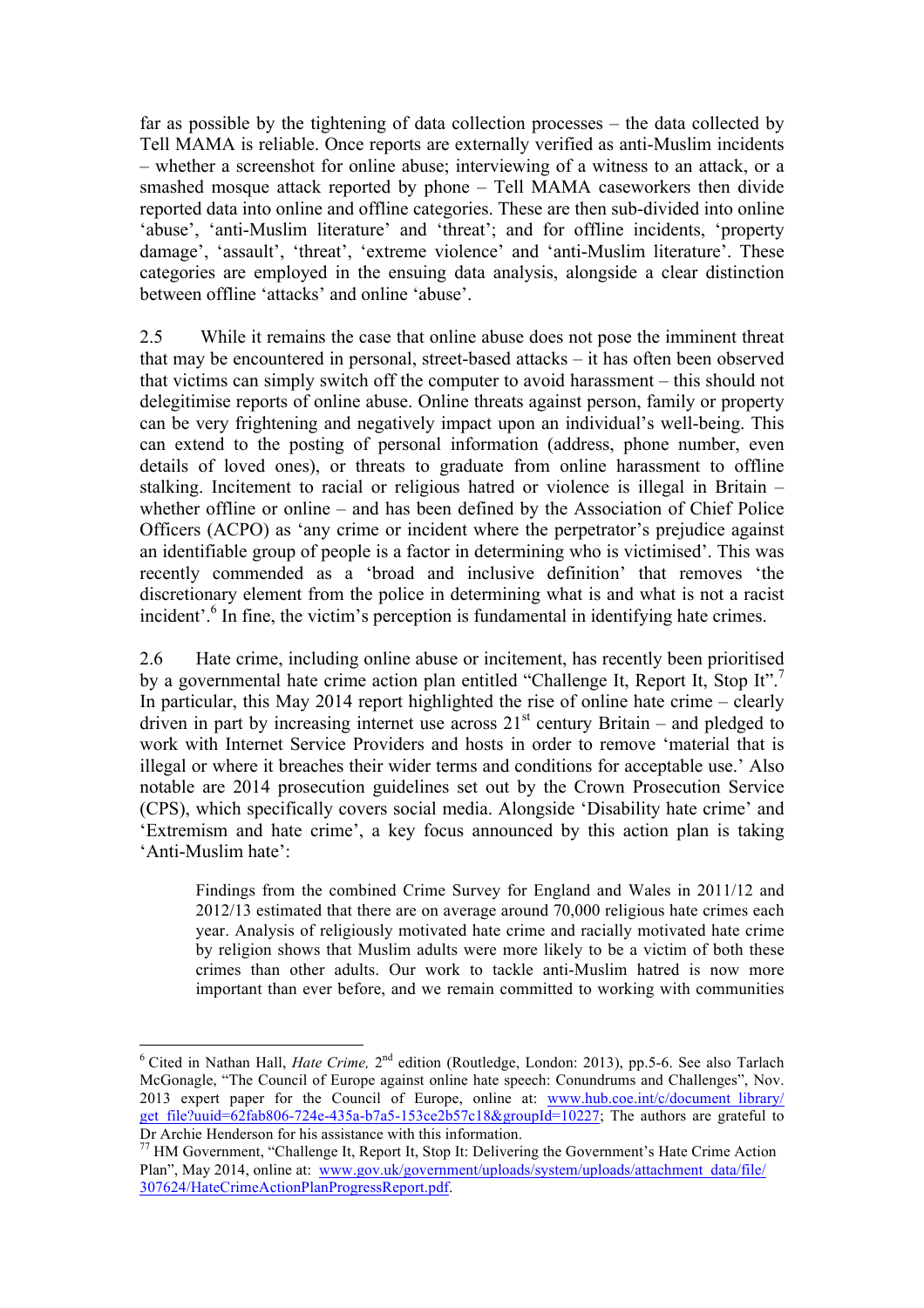far as possible by the tightening of data collection processes – the data collected by Tell MAMA is reliable. Once reports are externally verified as anti-Muslim incidents – whether a screenshot for online abuse; interviewing of a witness to an attack, or a smashed mosque attack reported by phone – Tell MAMA caseworkers then divide reported data into online and offline categories. These are then sub-divided into online 'abuse', 'anti-Muslim literature' and 'threat'; and for offline incidents, 'property damage', 'assault', 'threat', 'extreme violence' and 'anti-Muslim literature'. These categories are employed in the ensuing data analysis, alongside a clear distinction between offline 'attacks' and online 'abuse'.

2.5 While it remains the case that online abuse does not pose the imminent threat that may be encountered in personal, street-based attacks – it has often been observed that victims can simply switch off the computer to avoid harassment – this should not delegitimise reports of online abuse. Online threats against person, family or property can be very frightening and negatively impact upon an individual's well-being. This can extend to the posting of personal information (address, phone number, even details of loved ones), or threats to graduate from online harassment to offline stalking. Incitement to racial or religious hatred or violence is illegal in Britain – whether offline or online – and has been defined by the Association of Chief Police Officers (ACPO) as 'any crime or incident where the perpetrator's prejudice against an identifiable group of people is a factor in determining who is victimised'. This was recently commended as a 'broad and inclusive definition' that removes 'the discretionary element from the police in determining what is and what is not a racist incident'.[6] In fine, the victim's perception is fundamental in identifying hate crimes.

2.6 Hate crime, including online abuse or incitement, has recently been prioritised by a governmental hate crime action plan entitled "Challenge It, Report It, Stop It".[7] In particular, this May 2014 report highlighted the rise of online hate crime – clearly driven in part by increasing internet use across 21st century Britain – and pledged to work with Internet Service Providers and hosts in order to remove 'material that is illegal or where it breaches their wider terms and conditions for acceptable use.' Also notable are 2014 prosecution guidelines set out by the Crown Prosecution Service (CPS), which specifically covers social media. Alongside 'Disability hate crime' and 'Extremism and hate crime', a key focus announced by this action plan is taking 'Anti-Muslim hate':

> Findings from the combined Crime Survey for England and Wales in 2011/12 and 2012/13 estimated that there are on average around 70,000 religious hate crimes each year. Analysis of religiously motivated hate crime and racially motivated hate crime by religion shows that Muslim adults were more likely to be a victim of both these crimes than other adults. Our work to tackle anti-Muslim hatred is now more important than ever before, and we remain committed to working with communities

---

[6] Cited in Nathan Hall, *Hate Crime,* 2nd edition (Routledge, London: 2013), pp.5-6. See also Tarlach McGonagle, "The Council of Europe against online hate speech: Conundrums and Challenges", Nov. 2013 expert paper for the Council of Europe, online at: www.hub.coe.int/c/document_library/get_file?uuid=62fab806-724e-435a-b7a5-153ce2b57c18&groupId=10227; The authors are grateful to Dr Archie Henderson for his assistance with this information.

[7] HM Government, "Challenge It, Report It, Stop It: Delivering the Government's Hate Crime Action Plan", May 2014, online at: www.gov.uk/government/uploads/system/uploads/attachment_data/file/307624/HateCrimeActionPlanProgressReport.pdf.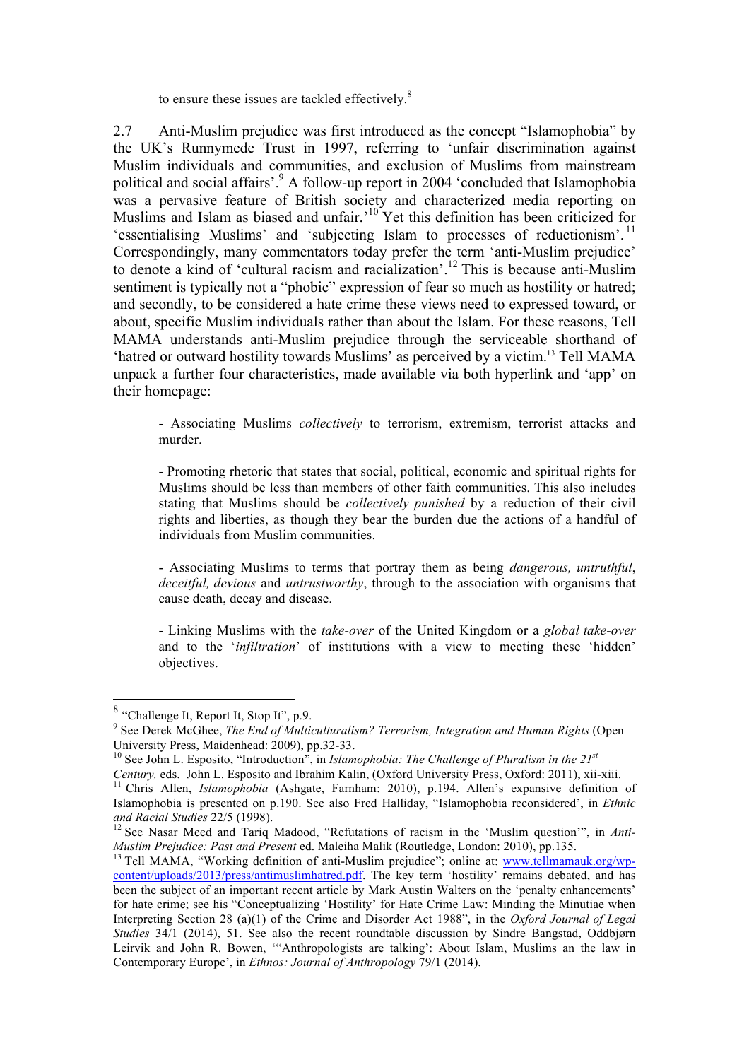to ensure these issues are tackled effectively.[8]

2.7 Anti-Muslim prejudice was first introduced as the concept "Islamophobia" by the UK's Runnymede Trust in 1997, referring to 'unfair discrimination against Muslim individuals and communities, and exclusion of Muslims from mainstream political and social affairs'.[9] A follow-up report in 2004 'concluded that Islamophobia was a pervasive feature of British society and characterized media reporting on Muslims and Islam as biased and unfair.'[10] Yet this definition has been criticized for 'essentialising Muslims' and 'subjecting Islam to processes of reductionism'.[11] Correspondingly, many commentators today prefer the term 'anti-Muslim prejudice' to denote a kind of 'cultural racism and racialization'.[12] This is because anti-Muslim sentiment is typically not a "phobic" expression of fear so much as hostility or hatred; and secondly, to be considered a hate crime these views need to expressed toward, or about, specific Muslim individuals rather than about the Islam. For these reasons, Tell MAMA understands anti-Muslim prejudice through the serviceable shorthand of 'hatred or outward hostility towards Muslims' as perceived by a victim.[13] Tell MAMA unpack a further four characteristics, made available via both hyperlink and 'app' on their homepage:

> - Associating Muslims *collectively* to terrorism, extremism, terrorist attacks and murder.
>
> - Promoting rhetoric that states that social, political, economic and spiritual rights for Muslims should be less than members of other faith communities. This also includes stating that Muslims should be *collectively punished* by a reduction of their civil rights and liberties, as though they bear the burden due the actions of a handful of individuals from Muslim communities.
>
> - Associating Muslims to terms that portray them as being *dangerous, untruthful*, *deceitful, devious* and *untrustworthy*, through to the association with organisms that cause death, decay and disease.
>
> - Linking Muslims with the *take-over* of the United Kingdom or a *global take-over* and to the '*infiltration*' of institutions with a view to meeting these 'hidden' objectives.

---

[8] "Challenge It, Report It, Stop It", p.9.

[9] See Derek McGhee, *The End of Multiculturalism? Terrorism, Integration and Human Rights* (Open University Press, Maidenhead: 2009), pp.32-33.

[10] See John L. Esposito, "Introduction", in *Islamophobia: The Challenge of Pluralism in the 21st Century,* eds. John L. Esposito and Ibrahim Kalin, (Oxford University Press, Oxford: 2011), xii-xiii.

[11] Chris Allen, *Islamophobia* (Ashgate, Farnham: 2010), p.194. Allen's expansive definition of Islamophobia is presented on p.190. See also Fred Halliday, "Islamophobia reconsidered', in *Ethnic and Racial Studies* 22/5 (1998).

[12] See Nasar Meed and Tariq Madood, "Refutations of racism in the 'Muslim question'", in *Anti-Muslim Prejudice: Past and Present* ed. Maleiha Malik (Routledge, London: 2010), pp.135.

[13] Tell MAMA, "Working definition of anti-Muslim prejudice"; online at: www.tellmamauk.org/wp-content/uploads/2013/press/antimuslimhatred.pdf. The key term 'hostility' remains debated, and has been the subject of an important recent article by Mark Austin Walters on the 'penalty enhancements' for hate crime; see his "Conceptualizing 'Hostility' for Hate Crime Law: Minding the Minutiae when Interpreting Section 28 (a)(1) of the Crime and Disorder Act 1988", in the *Oxford Journal of Legal Studies* 34/1 (2014), 51. See also the recent roundtable discussion by Sindre Bangstad, Oddbjørn Leirvik and John R. Bowen, '"Anthropologists are talking': About Islam, Muslims an the law in Contemporary Europe', in *Ethnos: Journal of Anthropology* 79/1 (2014).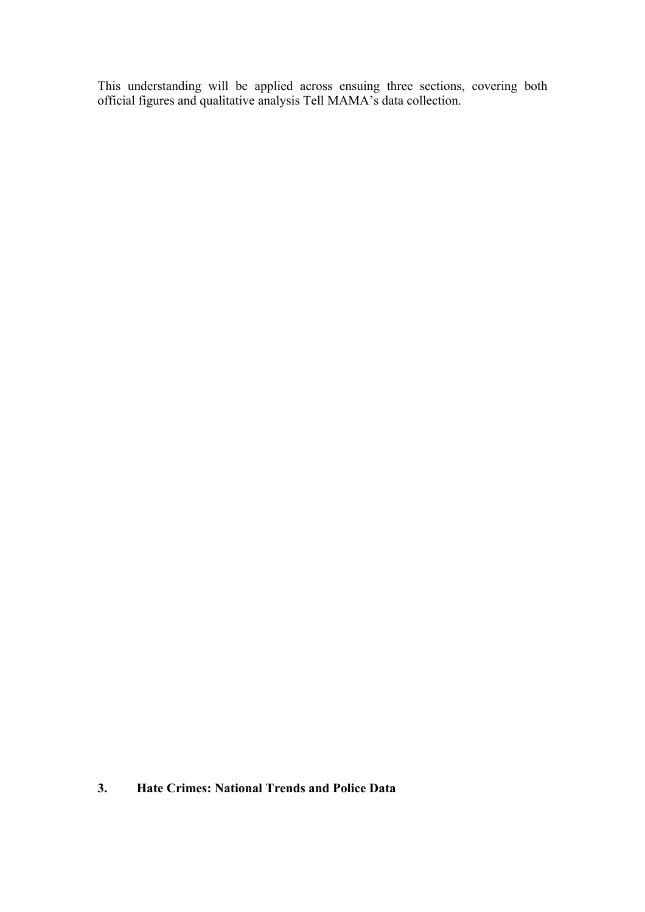This understanding will be applied across ensuing three sections, covering both official figures and qualitative analysis Tell MAMA's data collection.

## 3. Hate Crimes: National Trends and Police Data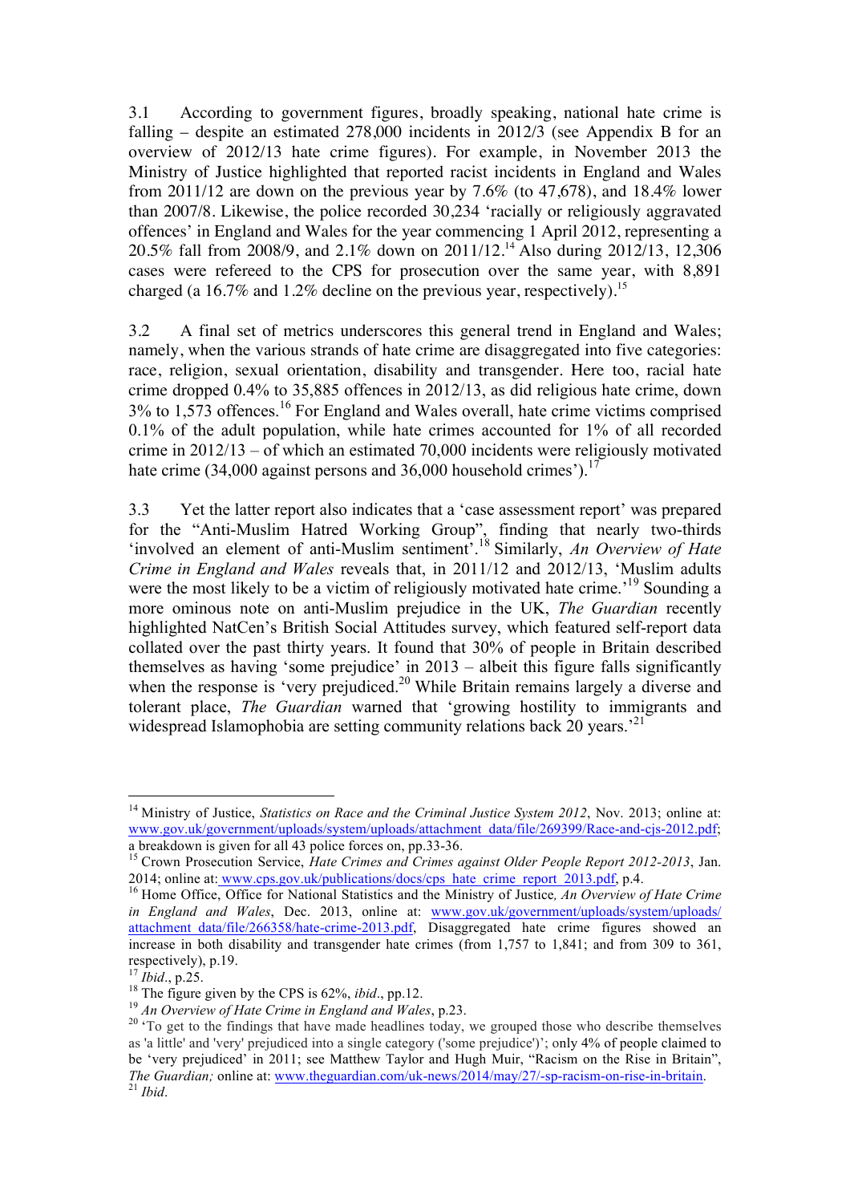3.1 According to government figures, broadly speaking, national hate crime is falling – despite an estimated 278,000 incidents in 2012/3 (see Appendix B for an overview of 2012/13 hate crime figures). For example, in November 2013 the Ministry of Justice highlighted that reported racist incidents in England and Wales from 2011/12 are down on the previous year by 7.6% (to 47,678), and 18.4% lower than 2007/8. Likewise, the police recorded 30,234 'racially or religiously aggravated offences' in England and Wales for the year commencing 1 April 2012, representing a 20.5% fall from 2008/9, and 2.1% down on 2011/12.[14] Also during 2012/13, 12,306 cases were refereed to the CPS for prosecution over the same year, with 8,891 charged (a 16.7% and 1.2% decline on the previous year, respectively).[15]

3.2 A final set of metrics underscores this general trend in England and Wales; namely, when the various strands of hate crime are disaggregated into five categories: race, religion, sexual orientation, disability and transgender. Here too, racial hate crime dropped 0.4% to 35,885 offences in 2012/13, as did religious hate crime, down 3% to 1,573 offences.[16] For England and Wales overall, hate crime victims comprised 0.1% of the adult population, while hate crimes accounted for 1% of all recorded crime in 2012/13 – of which an estimated 70,000 incidents were religiously motivated hate crime (34,000 against persons and 36,000 household crimes').[17]

3.3 Yet the latter report also indicates that a 'case assessment report' was prepared for the "Anti-Muslim Hatred Working Group", finding that nearly two-thirds 'involved an element of anti-Muslim sentiment'.[18] Similarly, *An Overview of Hate Crime in England and Wales* reveals that, in 2011/12 and 2012/13, 'Muslim adults were the most likely to be a victim of religiously motivated hate crime.'[19] Sounding a more ominous note on anti-Muslim prejudice in the UK, *The Guardian* recently highlighted NatCen's British Social Attitudes survey, which featured self-report data collated over the past thirty years. It found that 30% of people in Britain described themselves as having 'some prejudice' in 2013 – albeit this figure falls significantly when the response is 'very prejudiced.[20] While Britain remains largely a diverse and tolerant place, *The Guardian* warned that 'growing hostility to immigrants and widespread Islamophobia are setting community relations back 20 years.'[21]

---

[14] Ministry of Justice, *Statistics on Race and the Criminal Justice System 2012*, Nov. 2013; online at: www.gov.uk/government/uploads/system/uploads/attachment_data/file/269399/Race-and-cjs-2012.pdf; a breakdown is given for all 43 police forces on, pp.33-36.

[15] Crown Prosecution Service, *Hate Crimes and Crimes against Older People Report 2012-2013*, Jan. 2014; online at: www.cps.gov.uk/publications/docs/cps_hate_crime_report_2013.pdf, p.4.

[16] Home Office, Office for National Statistics and the Ministry of Justice, *An Overview of Hate Crime in England and Wales*, Dec. 2013, online at: www.gov.uk/government/uploads/system/uploads/attachment_data/file/266358/hate-crime-2013.pdf, Disaggregated hate crime figures showed an increase in both disability and transgender hate crimes (from 1,757 to 1,841; and from 309 to 361, respectively), p.19.

[17] *Ibid*., p.25.

[18] The figure given by the CPS is 62%, *ibid*., pp.12.

[19] *An Overview of Hate Crime in England and Wales*, p.23.

[20] 'To get to the findings that have made headlines today, we grouped those who describe themselves as 'a little' and 'very' prejudiced into a single category ('some prejudice')'; only 4% of people claimed to be 'very prejudiced' in 2011; see Matthew Taylor and Hugh Muir, "Racism on the Rise in Britain", *The Guardian;* online at: www.theguardian.com/uk-news/2014/may/27/-sp-racism-on-rise-in-britain.

[21] *Ibid*.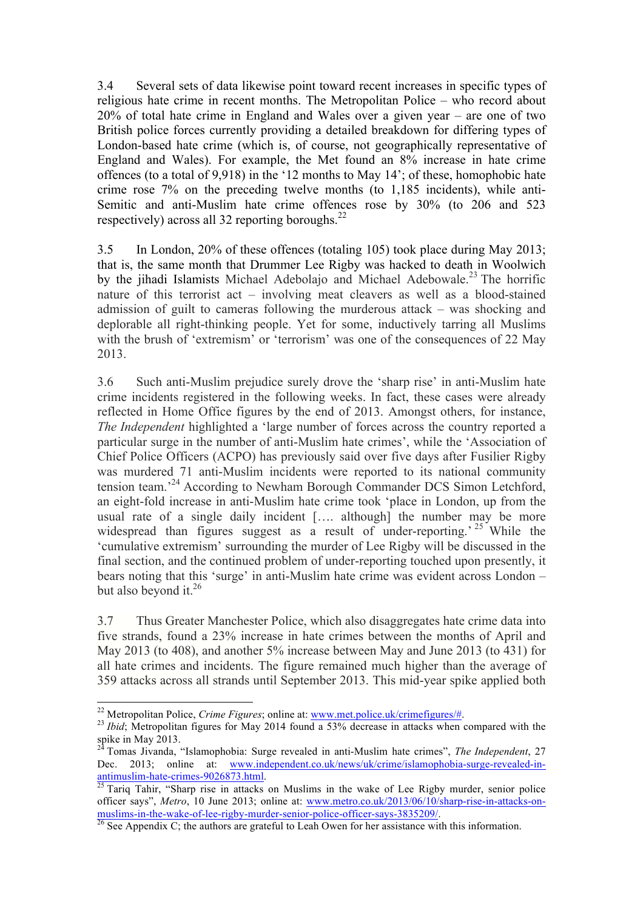3.4 Several sets of data likewise point toward recent increases in specific types of religious hate crime in recent months. The Metropolitan Police – who record about 20% of total hate crime in England and Wales over a given year – are one of two British police forces currently providing a detailed breakdown for differing types of London-based hate crime (which is, of course, not geographically representative of England and Wales). For example, the Met found an 8% increase in hate crime offences (to a total of 9,918) in the '12 months to May 14'; of these, homophobic hate crime rose 7% on the preceding twelve months (to 1,185 incidents), while anti-Semitic and anti-Muslim hate crime offences rose by 30% (to 206 and 523 respectively) across all 32 reporting boroughs.[22]

3.5 In London, 20% of these offences (totaling 105) took place during May 2013; that is, the same month that Drummer Lee Rigby was hacked to death in Woolwich by the jihadi Islamists Michael Adebolajo and Michael Adebowale.[23] The horrific nature of this terrorist act – involving meat cleavers as well as a blood-stained admission of guilt to cameras following the murderous attack – was shocking and deplorable all right-thinking people. Yet for some, inductively tarring all Muslims with the brush of 'extremism' or 'terrorism' was one of the consequences of 22 May 2013.

3.6 Such anti-Muslim prejudice surely drove the 'sharp rise' in anti-Muslim hate crime incidents registered in the following weeks. In fact, these cases were already reflected in Home Office figures by the end of 2013. Amongst others, for instance, *The Independent* highlighted a 'large number of forces across the country reported a particular surge in the number of anti-Muslim hate crimes', while the 'Association of Chief Police Officers (ACPO) has previously said over five days after Fusilier Rigby was murdered 71 anti-Muslim incidents were reported to its national community tension team.'[24] According to Newham Borough Commander DCS Simon Letchford, an eight-fold increase in anti-Muslim hate crime took 'place in London, up from the usual rate of a single daily incident […. although] the number may be more widespread than figures suggest as a result of under-reporting.'[25] While the 'cumulative extremism' surrounding the murder of Lee Rigby will be discussed in the final section, and the continued problem of under-reporting touched upon presently, it bears noting that this 'surge' in anti-Muslim hate crime was evident across London – but also beyond it.[26]

3.7 Thus Greater Manchester Police, which also disaggregates hate crime data into five strands, found a 23% increase in hate crimes between the months of April and May 2013 (to 408), and another 5% increase between May and June 2013 (to 431) for all hate crimes and incidents. The figure remained much higher than the average of 359 attacks across all strands until September 2013. This mid-year spike applied both

---

[22] Metropolitan Police, *Crime Figures*; online at: www.met.police.uk/crimefigures/#.

[23] *Ibid*; Metropolitan figures for May 2014 found a 53% decrease in attacks when compared with the spike in May 2013.

[24] Tomas Jivanda, "Islamophobia: Surge revealed in anti-Muslim hate crimes", *The Independent*, 27 Dec. 2013; online at: www.independent.co.uk/news/uk/crime/islamophobia-surge-revealed-in-antimuslim-hate-crimes-9026873.html.

[25] Tariq Tahir, "Sharp rise in attacks on Muslims in the wake of Lee Rigby murder, senior police officer says", *Metro*, 10 June 2013; online at: www.metro.co.uk/2013/06/10/sharp-rise-in-attacks-on-muslims-in-the-wake-of-lee-rigby-murder-senior-police-officer-says-3835209/.

[26] See Appendix C; the authors are grateful to Leah Owen for her assistance with this information.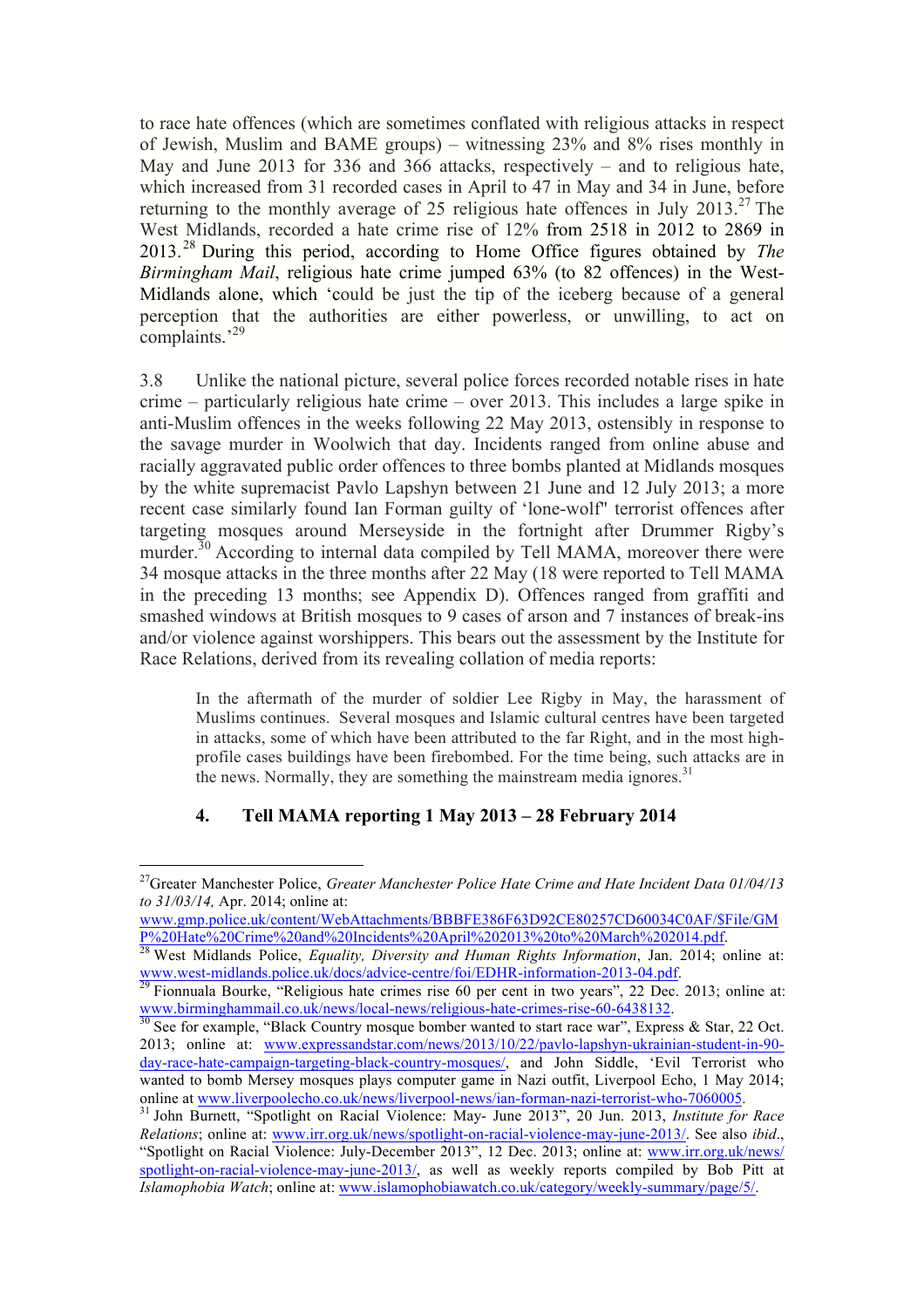to race hate offences (which are sometimes conflated with religious attacks in respect of Jewish, Muslim and BAME groups) – witnessing 23% and 8% rises monthly in May and June 2013 for 336 and 366 attacks, respectively – and to religious hate, which increased from 31 recorded cases in April to 47 in May and 34 in June, before returning to the monthly average of 25 religious hate offences in July 2013.[27] The West Midlands, recorded a hate crime rise of 12% from 2518 in 2012 to 2869 in 2013.[28] During this period, according to Home Office figures obtained by *The Birmingham Mail*, religious hate crime jumped 63% (to 82 offences) in the West-Midlands alone, which 'could be just the tip of the iceberg because of a general perception that the authorities are either powerless, or unwilling, to act on complaints.'[29]

3.8 Unlike the national picture, several police forces recorded notable rises in hate crime – particularly religious hate crime – over 2013. This includes a large spike in anti-Muslim offences in the weeks following 22 May 2013, ostensibly in response to the savage murder in Woolwich that day. Incidents ranged from online abuse and racially aggravated public order offences to three bombs planted at Midlands mosques by the white supremacist Pavlo Lapshyn between 21 June and 12 July 2013; a more recent case similarly found Ian Forman guilty of 'lone-wolf" terrorist offences after targeting mosques around Merseyside in the fortnight after Drummer Rigby's murder.[30] According to internal data compiled by Tell MAMA, moreover there were 34 mosque attacks in the three months after 22 May (18 were reported to Tell MAMA in the preceding 13 months; see Appendix D). Offences ranged from graffiti and smashed windows at British mosques to 9 cases of arson and 7 instances of break-ins and/or violence against worshippers. This bears out the assessment by the Institute for Race Relations, derived from its revealing collation of media reports:

> In the aftermath of the murder of soldier Lee Rigby in May, the harassment of Muslims continues. Several mosques and Islamic cultural centres have been targeted in attacks, some of which have been attributed to the far Right, and in the most high-profile cases buildings have been firebombed. For the time being, such attacks are in the news. Normally, they are something the mainstream media ignores.[31]

## 4. Tell MAMA reporting 1 May 2013 – 28 February 2014

---

[27] Greater Manchester Police, *Greater Manchester Police Hate Crime and Hate Incident Data 01/04/13 to 31/03/14,* Apr. 2014; online at: www.gmp.police.uk/content/WebAttachments/BBBFE386F63D92CE80257CD60034C0AF/$File/GMP%20Hate%20Crime%20and%20Incidents%20April%202013%20to%20March%202014.pdf.

[28] West Midlands Police, *Equality, Diversity and Human Rights Information*, Jan. 2014; online at: www.west-midlands.police.uk/docs/advice-centre/foi/EDHR-information-2013-04.pdf.

[29] Fionnuala Bourke, "Religious hate crimes rise 60 per cent in two years", 22 Dec. 2013; online at: www.birminghammail.co.uk/news/local-news/religious-hate-crimes-rise-60-6438132.

[30] See for example, "Black Country mosque bomber wanted to start race war", Express & Star, 22 Oct. 2013; online at: www.expressandstar.com/news/2013/10/22/pavlo-lapshyn-ukrainian-student-in-90-day-race-hate-campaign-targeting-black-country-mosques/, and John Siddle, 'Evil Terrorist who wanted to bomb Mersey mosques plays computer game in Nazi outfit, Liverpool Echo, 1 May 2014; online at www.liverpoolecho.co.uk/news/liverpool-news/ian-forman-nazi-terrorist-who-7060005.

[31] John Burnett, "Spotlight on Racial Violence: May- June 2013", 20 Jun. 2013, *Institute for Race Relations*; online at: www.irr.org.uk/news/spotlight-on-racial-violence-may-june-2013/. See also *ibid*., "Spotlight on Racial Violence: July-December 2013", 12 Dec. 2013; online at: www.irr.org.uk/news/spotlight-on-racial-violence-may-june-2013/, as well as weekly reports compiled by Bob Pitt at *Islamophobia Watch*; online at: www.islamophobiawatch.co.uk/category/weekly-summary/page/5/.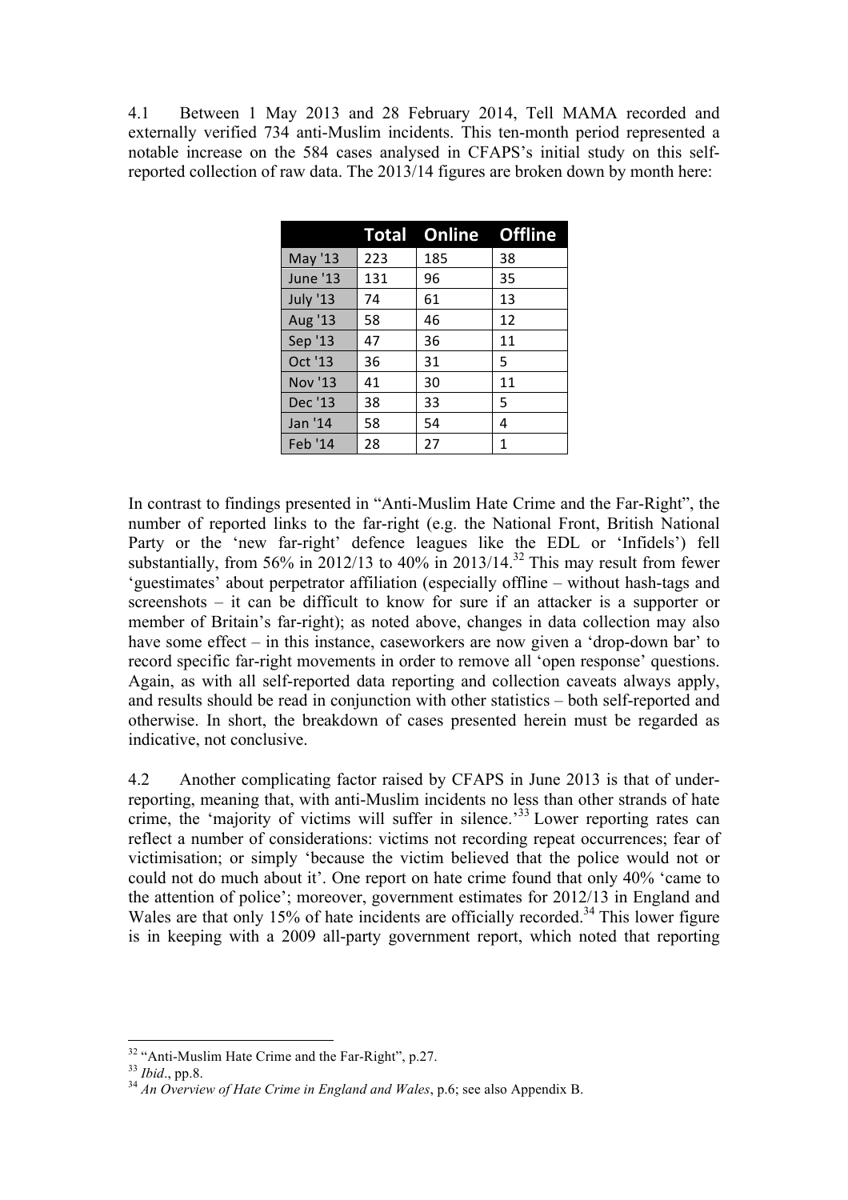4.1 Between 1 May 2013 and 28 February 2014, Tell MAMA recorded and externally verified 734 anti-Muslim incidents. This ten-month period represented a notable increase on the 584 cases analysed in CFAPS's initial study on this self-reported collection of raw data. The 2013/14 figures are broken down by month here:

| | Total | Online | Offline |
|---|---|---|---|
| May '13 | 223 | 185 | 38 |
| June '13 | 131 | 96 | 35 |
| July '13 | 74 | 61 | 13 |
| Aug '13 | 58 | 46 | 12 |
| Sep '13 | 47 | 36 | 11 |
| Oct '13 | 36 | 31 | 5 |
| Nov '13 | 41 | 30 | 11 |
| Dec '13 | 38 | 33 | 5 |
| Jan '14 | 58 | 54 | 4 |
| Feb '14 | 28 | 27 | 1 |

In contrast to findings presented in "Anti-Muslim Hate Crime and the Far-Right", the number of reported links to the far-right (e.g. the National Front, British National Party or the 'new far-right' defence leagues like the EDL or 'Infidels') fell substantially, from 56% in 2012/13 to 40% in 2013/14.[32] This may result from fewer 'guestimates' about perpetrator affiliation (especially offline – without hash-tags and screenshots – it can be difficult to know for sure if an attacker is a supporter or member of Britain's far-right); as noted above, changes in data collection may also have some effect – in this instance, caseworkers are now given a 'drop-down bar' to record specific far-right movements in order to remove all 'open response' questions. Again, as with all self-reported data reporting and collection caveats always apply, and results should be read in conjunction with other statistics – both self-reported and otherwise. In short, the breakdown of cases presented herein must be regarded as indicative, not conclusive.

4.2 Another complicating factor raised by CFAPS in June 2013 is that of under-reporting, meaning that, with anti-Muslim incidents no less than other strands of hate crime, the 'majority of victims will suffer in silence.'[33] Lower reporting rates can reflect a number of considerations: victims not recording repeat occurrences; fear of victimisation; or simply 'because the victim believed that the police would not or could not do much about it'. One report on hate crime found that only 40% 'came to the attention of police'; moreover, government estimates for 2012/13 in England and Wales are that only 15% of hate incidents are officially recorded.[34] This lower figure is in keeping with a 2009 all-party government report, which noted that reporting

---

[32] "Anti-Muslim Hate Crime and the Far-Right", p.27.

[33] *Ibid*., pp.8.

[34] *An Overview of Hate Crime in England and Wales*, p.6; see also Appendix B.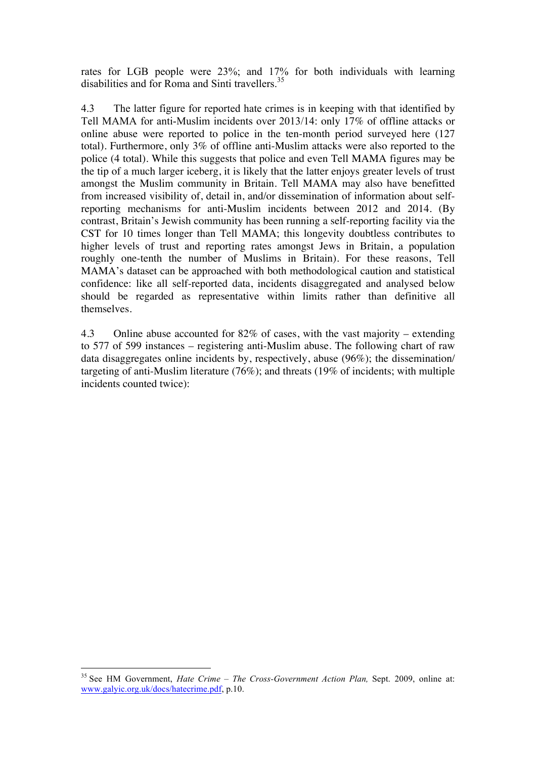rates for LGB people were 23%; and 17% for both individuals with learning disabilities and for Roma and Sinti travellers.[35]

4.3 The latter figure for reported hate crimes is in keeping with that identified by Tell MAMA for anti-Muslim incidents over 2013/14: only 17% of offline attacks or online abuse were reported to police in the ten-month period surveyed here (127 total). Furthermore, only 3% of offline anti-Muslim attacks were also reported to the police (4 total). While this suggests that police and even Tell MAMA figures may be the tip of a much larger iceberg, it is likely that the latter enjoys greater levels of trust amongst the Muslim community in Britain. Tell MAMA may also have benefitted from increased visibility of, detail in, and/or dissemination of information about self-reporting mechanisms for anti-Muslim incidents between 2012 and 2014. (By contrast, Britain's Jewish community has been running a self-reporting facility via the CST for 10 times longer than Tell MAMA; this longevity doubtless contributes to higher levels of trust and reporting rates amongst Jews in Britain, a population roughly one-tenth the number of Muslims in Britain). For these reasons, Tell MAMA's dataset can be approached with both methodological caution and statistical confidence: like all self-reported data, incidents disaggregated and analysed below should be regarded as representative within limits rather than definitive all themselves.

4.3 Online abuse accounted for 82% of cases, with the vast majority – extending to 577 of 599 instances – registering anti-Muslim abuse. The following chart of raw data disaggregates online incidents by, respectively, abuse (96%); the dissemination/ targeting of anti-Muslim literature (76%); and threats (19% of incidents; with multiple incidents counted twice):

[35] See HM Government, *Hate Crime – The Cross-Government Action Plan,* Sept. 2009, online at: www.galyic.org.uk/docs/hatecrime.pdf, p.10.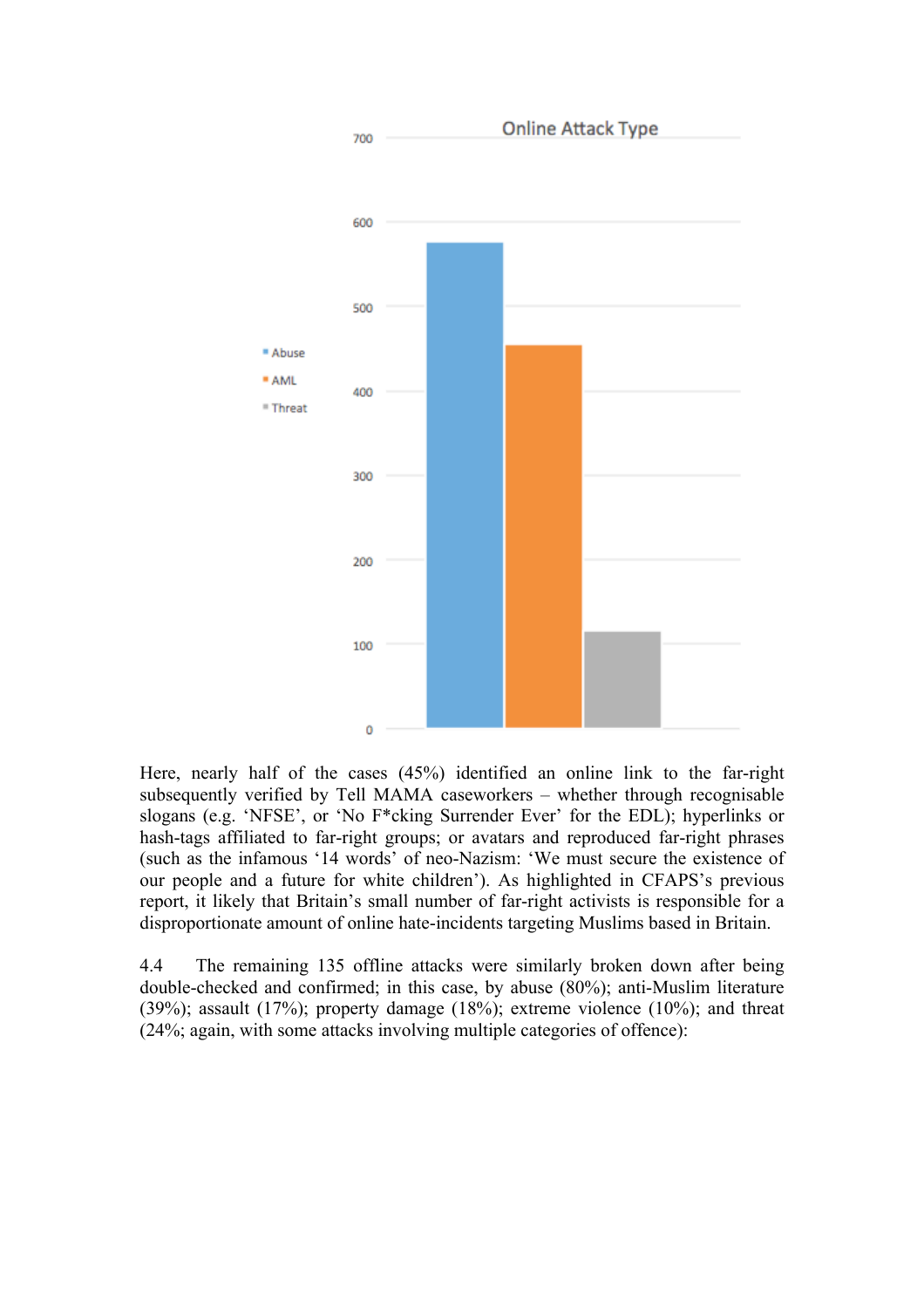Online Attack Type

Here, nearly half of the cases (45%) identified an online link to the far-right subsequently verified by Tell MAMA caseworkers – whether through recognisable slogans (e.g. 'NFSE', or 'No F*cking Surrender Ever' for the EDL); hyperlinks or hash-tags affiliated to far-right groups; or avatars and reproduced far-right phrases (such as the infamous '14 words' of neo-Nazism: 'We must secure the existence of our people and a future for white children'). As highlighted in CFAPS's previous report, it likely that Britain's small number of far-right activists is responsible for a disproportionate amount of online hate-incidents targeting Muslims based in Britain.

4.4 The remaining 135 offline attacks were similarly broken down after being double-checked and confirmed; in this case, by abuse (80%); anti-Muslim literature (39%); assault (17%); property damage (18%); extreme violence (10%); and threat (24%; again, with some attacks involving multiple categories of offence):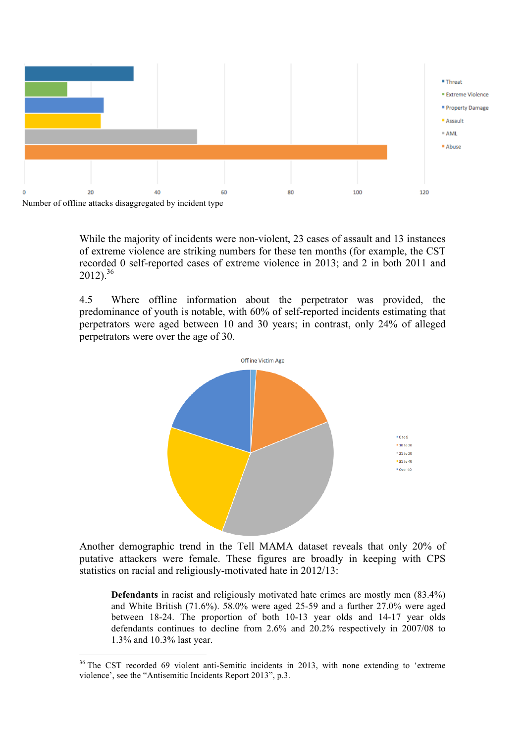Number of offline attacks disaggregated by incident type

While the majority of incidents were non-violent, 23 cases of assault and 13 instances of extreme violence are striking numbers for these ten months (for example, the CST recorded 0 self-reported cases of extreme violence in 2013; and 2 in both 2011 and 2012).[36]

4.5 Where offline information about the perpetrator was provided, the predominance of youth is notable, with 60% of self-reported incidents estimating that perpetrators were aged between 10 and 30 years; in contrast, only 24% of alleged perpetrators were over the age of 30.

Another demographic trend in the Tell MAMA dataset reveals that only 20% of putative attackers were female. These figures are broadly in keeping with CPS statistics on racial and religiously-motivated hate in 2012/13:

> **Defendants** in racist and religiously motivated hate crimes are mostly men (83.4%) and White British (71.6%). 58.0% were aged 25-59 and a further 27.0% were aged between 18-24. The proportion of both 10-13 year olds and 14-17 year olds defendants continues to decline from 2.6% and 20.2% respectively in 2007/08 to 1.3% and 10.3% last year.

[36] The CST recorded 69 violent anti-Semitic incidents in 2013, with none extending to 'extreme violence', see the "Antisemitic Incidents Report 2013", p.3.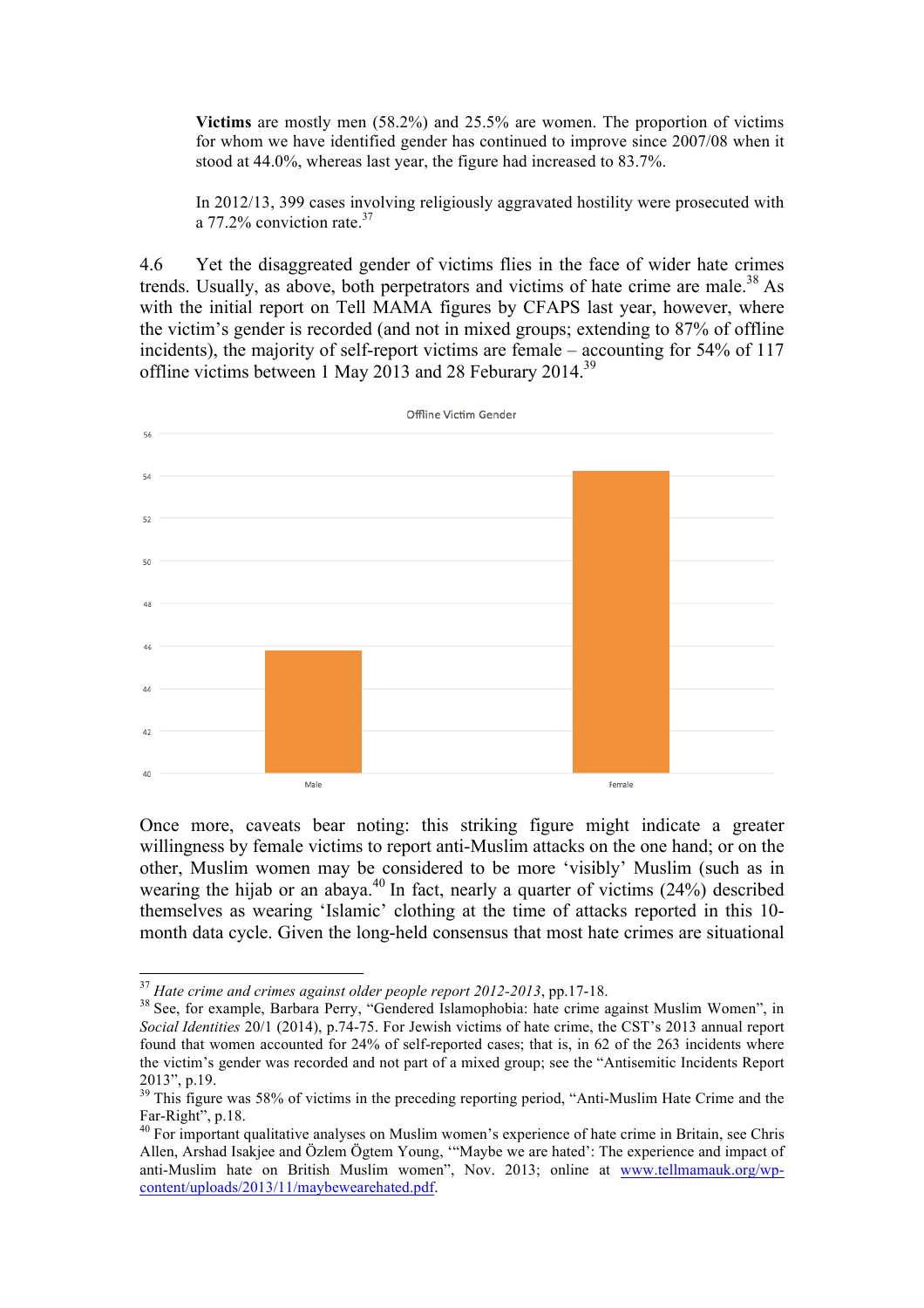**Victims** are mostly men (58.2%) and 25.5% are women. The proportion of victims for whom we have identified gender has continued to improve since 2007/08 when it stood at 44.0%, whereas last year, the figure had increased to 83.7%.

In 2012/13, 399 cases involving religiously aggravated hostility were prosecuted with a 77.2% conviction rate.[37]

4.6 Yet the disaggreated gender of victims flies in the face of wider hate crimes trends. Usually, as above, both perpetrators and victims of hate crime are male.[38] As with the initial report on Tell MAMA figures by CFAPS last year, however, where the victim's gender is recorded (and not in mixed groups; extending to 87% of offline incidents), the majority of self-report victims are female – accounting for 54% of 117 offline victims between 1 May 2013 and 28 Feburary 2014.[39]

Offline Victim Gender

| Gender | Value |
|---|---|
| Male | ~46 |
| Female | ~54 |

Once more, caveats bear noting: this striking figure might indicate a greater willingness by female victims to report anti-Muslim attacks on the one hand; or on the other, Muslim women may be considered to be more 'visibly' Muslim (such as in wearing the hijab or an abaya.[40] In fact, nearly a quarter of victims (24%) described themselves as wearing 'Islamic' clothing at the time of attacks reported in this 10-month data cycle. Given the long-held consensus that most hate crimes are situational

---

[37] *Hate crime and crimes against older people report 2012-2013*, pp.17-18.

[38] See, for example, Barbara Perry, "Gendered Islamophobia: hate crime against Muslim Women", in *Social Identities* 20/1 (2014), p.74-75. For Jewish victims of hate crime, the CST's 2013 annual report found that women accounted for 24% of self-reported cases; that is, in 62 of the 263 incidents where the victim's gender was recorded and not part of a mixed group; see the "Antisemitic Incidents Report 2013", p.19.

[39] This figure was 58% of victims in the preceding reporting period, "Anti-Muslim Hate Crime and the Far-Right", p.18.

[40] For important qualitative analyses on Muslim women's experience of hate crime in Britain, see Chris Allen, Arshad Isakjee and Özlem Ögtem Young, '"Maybe we are hated': The experience and impact of anti-Muslim hate on British Muslim women", Nov. 2013; online at www.tellmamauk.org/wp-content/uploads/2013/11/maybewearehated.pdf.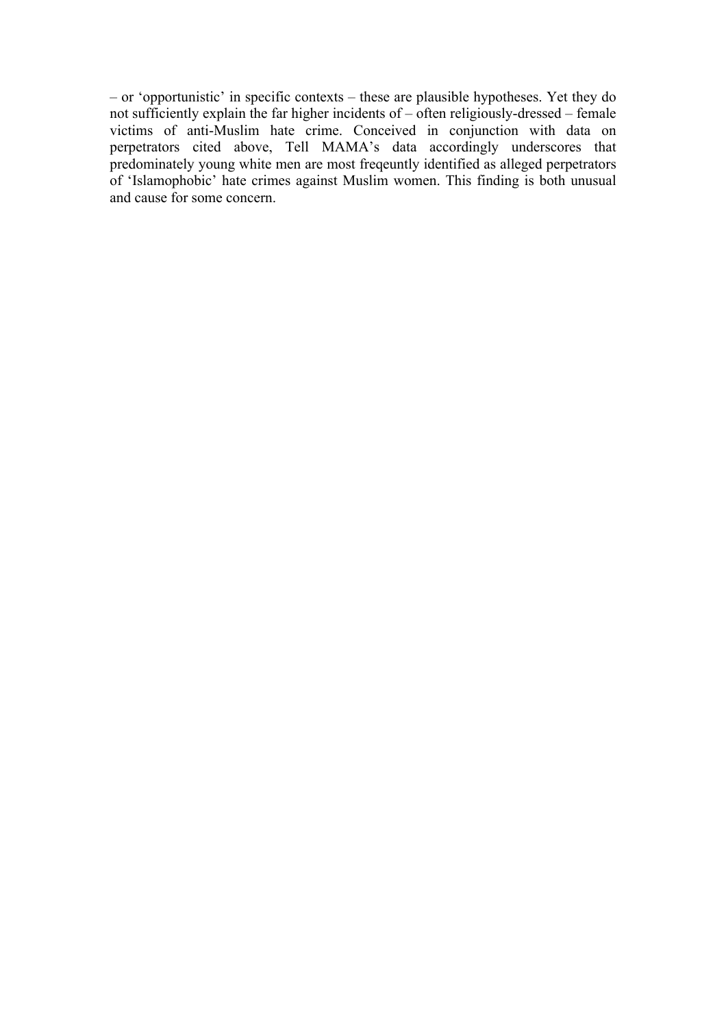– or 'opportunistic' in specific contexts – these are plausible hypotheses. Yet they do not sufficiently explain the far higher incidents of – often religiously-dressed – female victims of anti-Muslim hate crime. Conceived in conjunction with data on perpetrators cited above, Tell MAMA's data accordingly underscores that predominately young white men are most freqeuntly identified as alleged perpetrators of 'Islamophobic' hate crimes against Muslim women. This finding is both unusual and cause for some concern.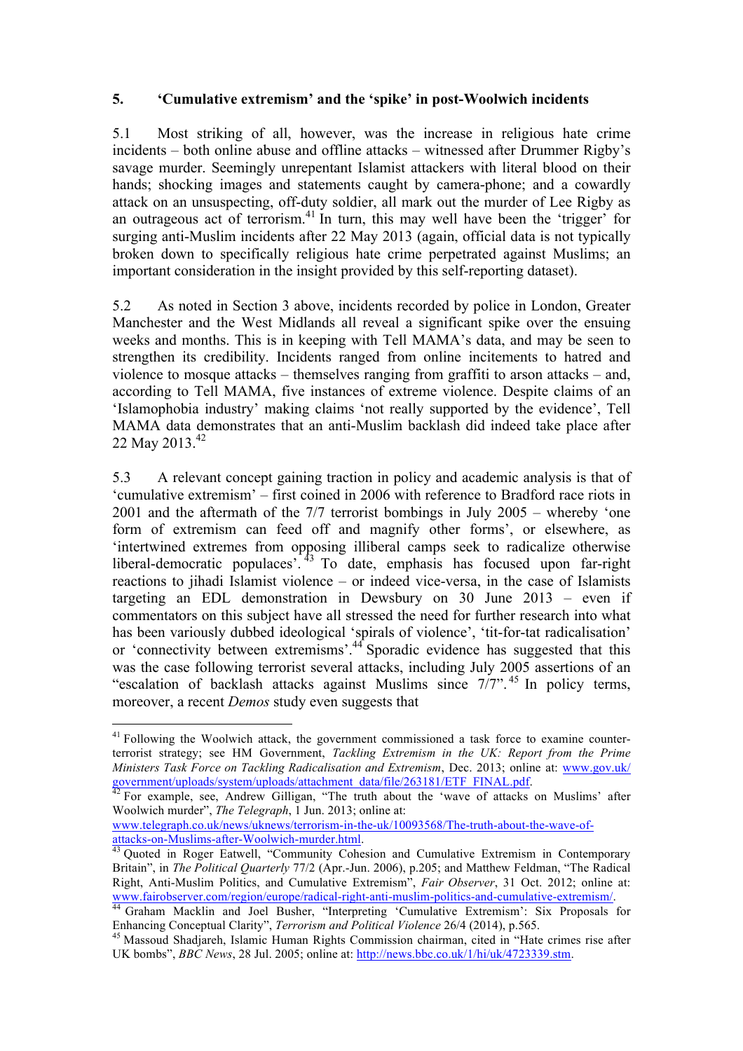## 5. ‘Cumulative extremism’ and the ‘spike’ in post-Woolwich incidents

5.1 Most striking of all, however, was the increase in religious hate crime incidents – both online abuse and offline attacks – witnessed after Drummer Rigby’s savage murder. Seemingly unrepentant Islamist attackers with literal blood on their hands; shocking images and statements caught by camera-phone; and a cowardly attack on an unsuspecting, off-duty soldier, all mark out the murder of Lee Rigby as an outrageous act of terrorism.[41] In turn, this may well have been the ‘trigger’ for surging anti-Muslim incidents after 22 May 2013 (again, official data is not typically broken down to specifically religious hate crime perpetrated against Muslims; an important consideration in the insight provided by this self-reporting dataset).

5.2 As noted in Section 3 above, incidents recorded by police in London, Greater Manchester and the West Midlands all reveal a significant spike over the ensuing weeks and months. This is in keeping with Tell MAMA’s data, and may be seen to strengthen its credibility. Incidents ranged from online incitements to hatred and violence to mosque attacks – themselves ranging from graffiti to arson attacks – and, according to Tell MAMA, five instances of extreme violence. Despite claims of an ‘Islamophobia industry’ making claims ‘not really supported by the evidence’, Tell MAMA data demonstrates that an anti-Muslim backlash did indeed take place after 22 May 2013.[42]

5.3 A relevant concept gaining traction in policy and academic analysis is that of ‘cumulative extremism’ – first coined in 2006 with reference to Bradford race riots in 2001 and the aftermath of the 7/7 terrorist bombings in July 2005 – whereby ‘one form of extremism can feed off and magnify other forms’, or elsewhere, as ‘intertwined extremes from opposing illiberal camps seek to radicalize otherwise liberal-democratic populaces’.[43] To date, emphasis has focused upon far-right reactions to jihadi Islamist violence – or indeed vice-versa, in the case of Islamists targeting an EDL demonstration in Dewsbury on 30 June 2013 – even if commentators on this subject have all stressed the need for further research into what has been variously dubbed ideological ‘spirals of violence’, ‘tit-for-tat radicalisation’ or ‘connectivity between extremisms’.[44] Sporadic evidence has suggested that this was the case following terrorist several attacks, including July 2005 assertions of an “escalation of backlash attacks against Muslims since 7/7”.[45] In policy terms, moreover, a recent *Demos* study even suggests that

---

[41] Following the Woolwich attack, the government commissioned a task force to examine counter-terrorist strategy; see HM Government, *Tackling Extremism in the UK: Report from the Prime Ministers Task Force on Tackling Radicalisation and Extremism*, Dec. 2013; online at: www.gov.uk/government/uploads/system/uploads/attachment_data/file/263181/ETF_FINAL.pdf.

[42] For example, see, Andrew Gilligan, “The truth about the ‘wave of attacks on Muslims’ after Woolwich murder”, *The Telegraph*, 1 Jun. 2013; online at: www.telegraph.co.uk/news/uknews/terrorism-in-the-uk/10093568/The-truth-about-the-wave-of-attacks-on-Muslims-after-Woolwich-murder.html.

[43] Quoted in Roger Eatwell, “Community Cohesion and Cumulative Extremism in Contemporary Britain”, in *The Political Quarterly* 77/2 (Apr.-Jun. 2006), p.205; and Matthew Feldman, “The Radical Right, Anti-Muslim Politics, and Cumulative Extremism”, *Fair Observer*, 31 Oct. 2012; online at: www.fairobserver.com/region/europe/radical-right-anti-muslim-politics-and-cumulative-extremism/.

[44] Graham Macklin and Joel Busher, “Interpreting ‘Cumulative Extremism’: Six Proposals for Enhancing Conceptual Clarity”, *Terrorism and Political Violence* 26/4 (2014), p.565.

[45] Massoud Shadjareh, Islamic Human Rights Commission chairman, cited in “Hate crimes rise after UK bombs”, *BBC News*, 28 Jul. 2005; online at: http://news.bbc.co.uk/1/hi/uk/4723339.stm.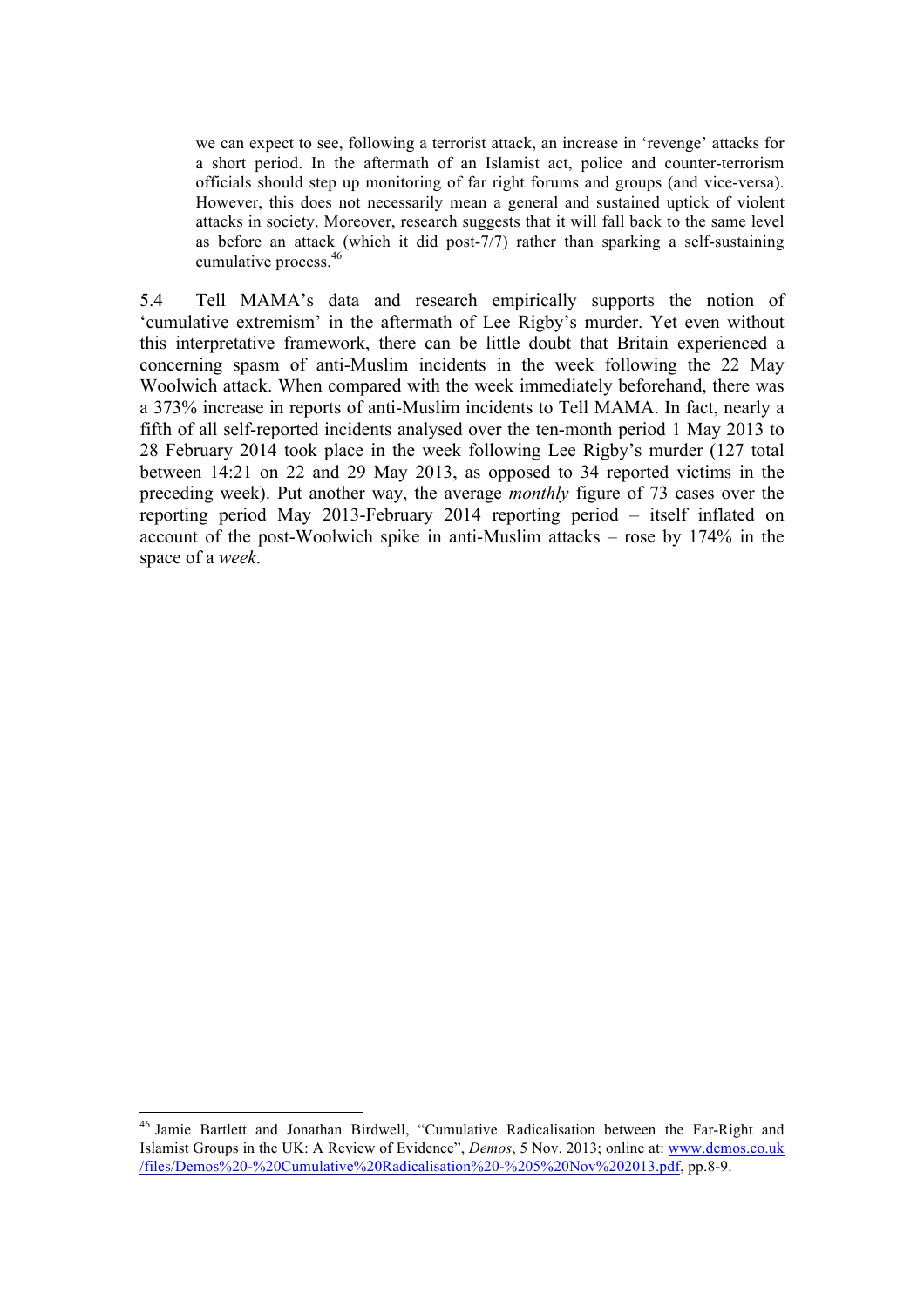> we can expect to see, following a terrorist attack, an increase in 'revenge' attacks for a short period. In the aftermath of an Islamist act, police and counter-terrorism officials should step up monitoring of far right forums and groups (and vice-versa). However, this does not necessarily mean a general and sustained uptick of violent attacks in society. Moreover, research suggests that it will fall back to the same level as before an attack (which it did post-7/7) rather than sparking a self-sustaining cumulative process.[46]

5.4 Tell MAMA's data and research empirically supports the notion of 'cumulative extremism' in the aftermath of Lee Rigby's murder. Yet even without this interpretative framework, there can be little doubt that Britain experienced a concerning spasm of anti-Muslim incidents in the week following the 22 May Woolwich attack. When compared with the week immediately beforehand, there was a 373% increase in reports of anti-Muslim incidents to Tell MAMA. In fact, nearly a fifth of all self-reported incidents analysed over the ten-month period 1 May 2013 to 28 February 2014 took place in the week following Lee Rigby's murder (127 total between 14:21 on 22 and 29 May 2013, as opposed to 34 reported victims in the preceding week). Put another way, the average *monthly* figure of 73 cases over the reporting period May 2013-February 2014 reporting period – itself inflated on account of the post-Woolwich spike in anti-Muslim attacks – rose by 174% in the space of a *week*.

[46] Jamie Bartlett and Jonathan Birdwell, "Cumulative Radicalisation between the Far-Right and Islamist Groups in the UK: A Review of Evidence", *Demos*, 5 Nov. 2013; online at: www.demos.co.uk/files/Demos%20-%20Cumulative%20Radicalisation%20-%205%20Nov%202013.pdf, pp.8-9.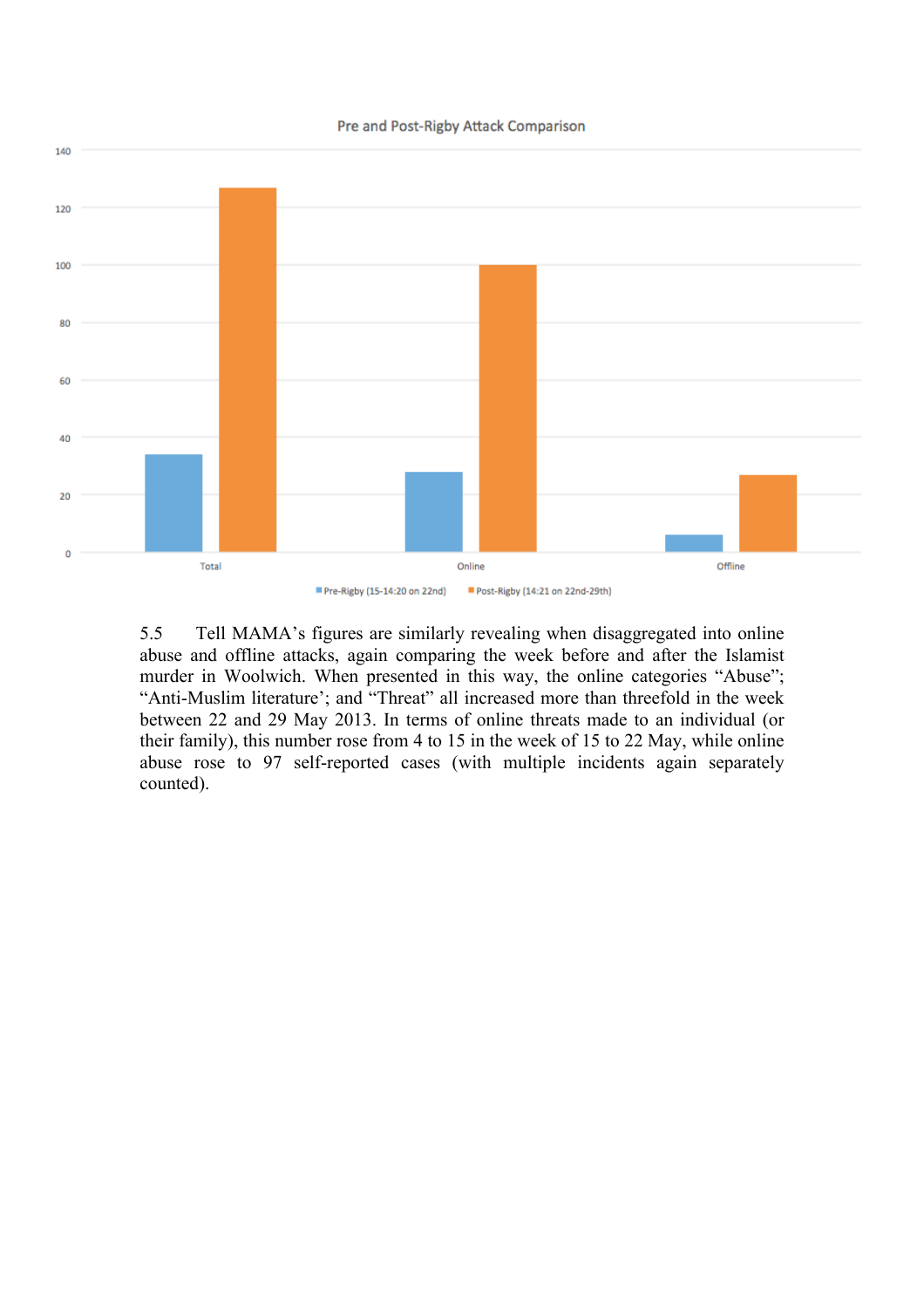Pre and Post-Rigby Attack Comparison

Total | Online | Offline

Pre-Rigby (15-14:20 on 22nd) | Post-Rigby (14:21 on 22nd-29th)

5.5 Tell MAMA's figures are similarly revealing when disaggregated into online abuse and offline attacks, again comparing the week before and after the Islamist murder in Woolwich. When presented in this way, the online categories "Abuse"; "Anti-Muslim literature'; and "Threat" all increased more than threefold in the week between 22 and 29 May 2013. In terms of online threats made to an individual (or their family), this number rose from 4 to 15 in the week of 15 to 22 May, while online abuse rose to 97 self-reported cases (with multiple incidents again separately counted).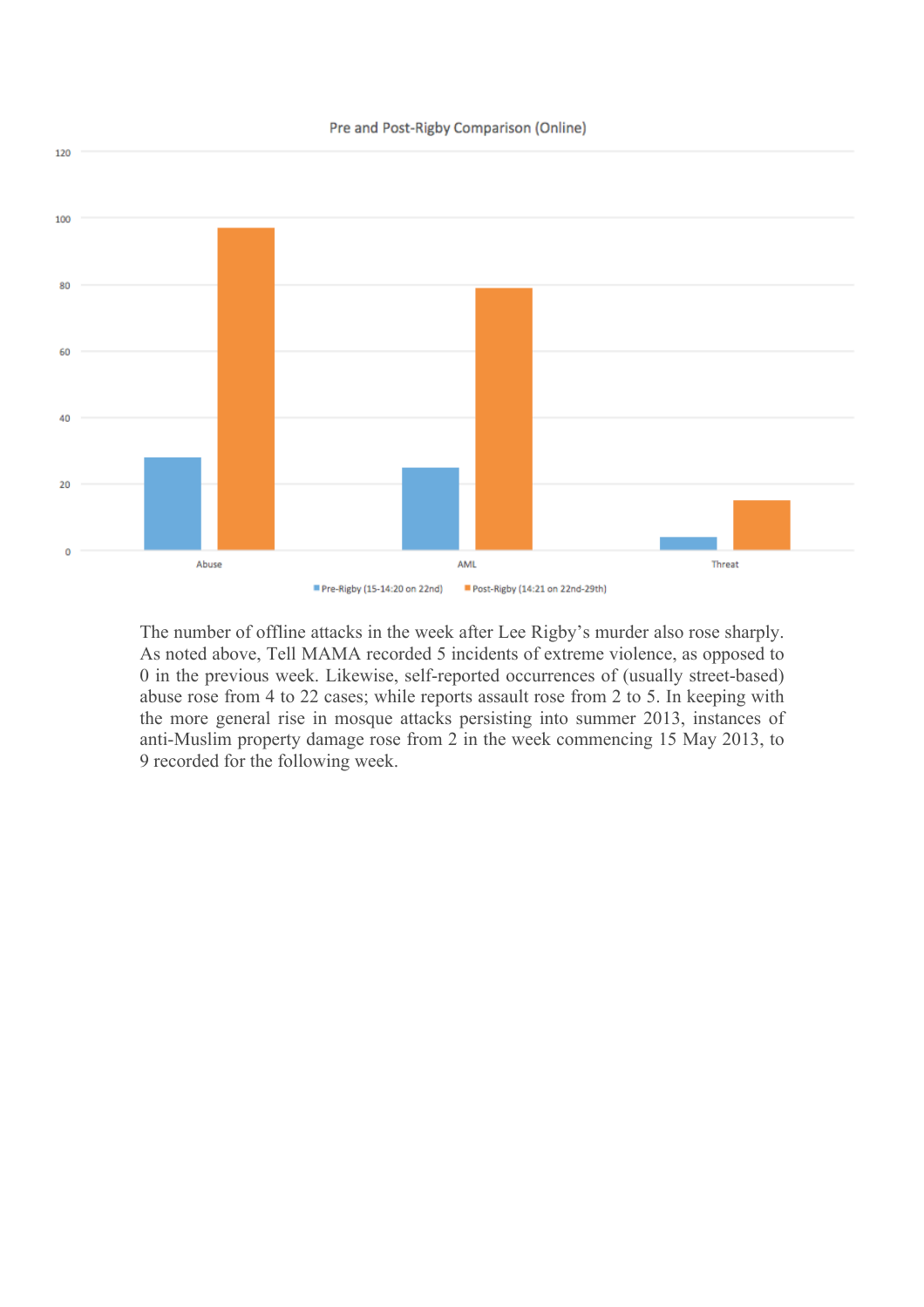Pre and Post-Rigby Comparison (Online)

| | Pre-Rigby (15-14:20 on 22nd) | Post-Rigby (14:21 on 22nd-29th) |
|---|---|---|
| Abuse | 28 | 97 |
| AML | 25 | 79 |
| Threat | 4 | 15 |

The number of offline attacks in the week after Lee Rigby's murder also rose sharply. As noted above, Tell MAMA recorded 5 incidents of extreme violence, as opposed to 0 in the previous week. Likewise, self-reported occurrences of (usually street-based) abuse rose from 4 to 22 cases; while reports assault rose from 2 to 5. In keeping with the more general rise in mosque attacks persisting into summer 2013, instances of anti-Muslim property damage rose from 2 in the week commencing 15 May 2013, to 9 recorded for the following week.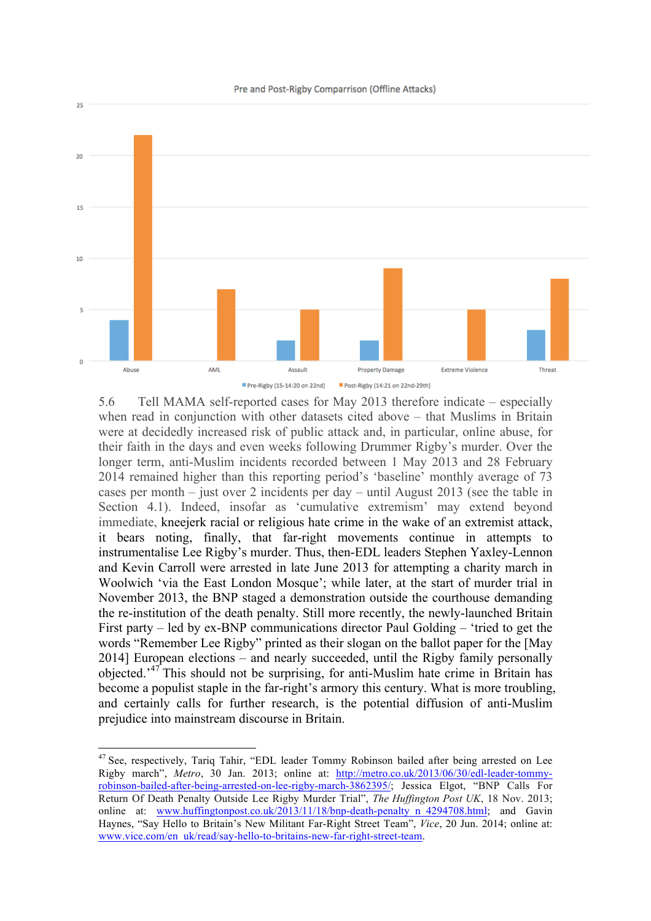Pre and Post-Rigby Comparrison (Offline Attacks)

| | Pre-Rigby (15-14:20 on 22nd) | Post-Rigby (14:21 on 22nd-29th) |
|---|---|---|
| Abuse | 4 | 22 |
| AML | 0 | 7 |
| Assault | 2 | 5 |
| Property Damage | 2 | 9 |
| Extreme Violence | 0 | 5 |
| Threat | 3 | 8 |

5.6 Tell MAMA self-reported cases for May 2013 therefore indicate – especially when read in conjunction with other datasets cited above – that Muslims in Britain were at decidedly increased risk of public attack and, in particular, online abuse, for their faith in the days and even weeks following Drummer Rigby's murder. Over the longer term, anti-Muslim incidents recorded between 1 May 2013 and 28 February 2014 remained higher than this reporting period's 'baseline' monthly average of 73 cases per month – just over 2 incidents per day – until August 2013 (see the table in Section 4.1). Indeed, insofar as 'cumulative extremism' may extend beyond immediate, kneejerk racial or religious hate crime in the wake of an extremist attack, it bears noting, finally, that far-right movements continue in attempts to instrumentalise Lee Rigby's murder. Thus, then-EDL leaders Stephen Yaxley-Lennon and Kevin Carroll were arrested in late June 2013 for attempting a charity march in Woolwich 'via the East London Mosque'; while later, at the start of murder trial in November 2013, the BNP staged a demonstration outside the courthouse demanding the re-institution of the death penalty. Still more recently, the newly-launched Britain First party – led by ex-BNP communications director Paul Golding – 'tried to get the words "Remember Lee Rigby" printed as their slogan on the ballot paper for the [May 2014] European elections – and nearly succeeded, until the Rigby family personally objected.'[47] This should not be surprising, for anti-Muslim hate crime in Britain has become a populist staple in the far-right's armory this century. What is more troubling, and certainly calls for further research, is the potential diffusion of anti-Muslim prejudice into mainstream discourse in Britain.

---

[47] See, respectively, Tariq Tahir, "EDL leader Tommy Robinson bailed after being arrested on Lee Rigby march", *Metro*, 30 Jan. 2013; online at: http://metro.co.uk/2013/06/30/edl-leader-tommy-robinson-bailed-after-being-arrested-on-lee-rigby-march-3862395/; Jessica Elgot, "BNP Calls For Return Of Death Penalty Outside Lee Rigby Murder Trial", *The Huffington Post UK*, 18 Nov. 2013; online at: www.huffingtonpost.co.uk/2013/11/18/bnp-death-penalty_n_4294708.html; and Gavin Haynes, "Say Hello to Britain's New Militant Far-Right Street Team", *Vice*, 20 Jun. 2014; online at: www.vice.com/en_uk/read/say-hello-to-britains-new-far-right-street-team.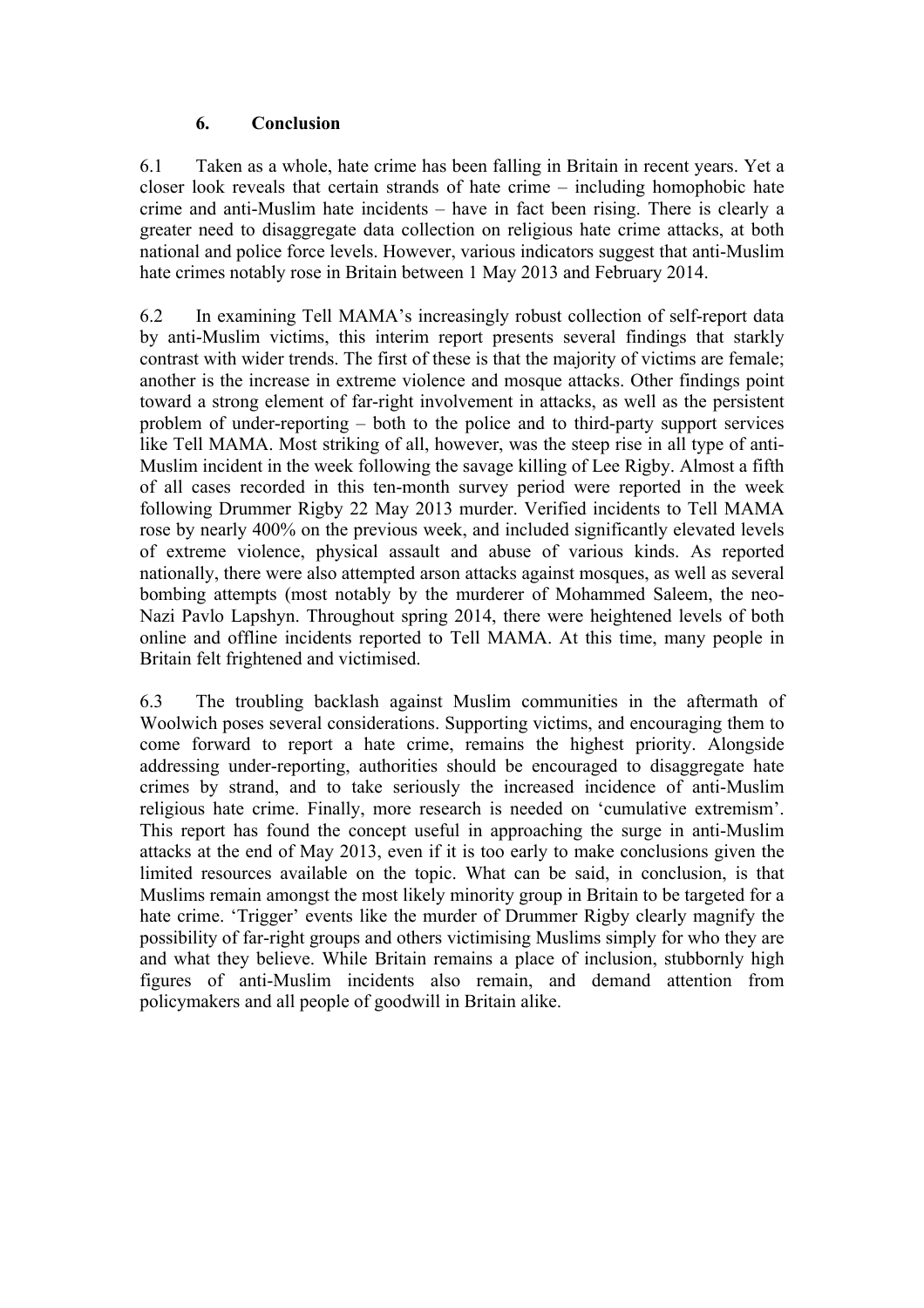## 6. Conclusion

6.1 Taken as a whole, hate crime has been falling in Britain in recent years. Yet a closer look reveals that certain strands of hate crime – including homophobic hate crime and anti-Muslim hate incidents – have in fact been rising. There is clearly a greater need to disaggregate data collection on religious hate crime attacks, at both national and police force levels. However, various indicators suggest that anti-Muslim hate crimes notably rose in Britain between 1 May 2013 and February 2014.

6.2 In examining Tell MAMA's increasingly robust collection of self-report data by anti-Muslim victims, this interim report presents several findings that starkly contrast with wider trends. The first of these is that the majority of victims are female; another is the increase in extreme violence and mosque attacks. Other findings point toward a strong element of far-right involvement in attacks, as well as the persistent problem of under-reporting – both to the police and to third-party support services like Tell MAMA. Most striking of all, however, was the steep rise in all type of anti-Muslim incident in the week following the savage killing of Lee Rigby. Almost a fifth of all cases recorded in this ten-month survey period were reported in the week following Drummer Rigby 22 May 2013 murder. Verified incidents to Tell MAMA rose by nearly 400% on the previous week, and included significantly elevated levels of extreme violence, physical assault and abuse of various kinds. As reported nationally, there were also attempted arson attacks against mosques, as well as several bombing attempts (most notably by the murderer of Mohammed Saleem, the neo-Nazi Pavlo Lapshyn. Throughout spring 2014, there were heightened levels of both online and offline incidents reported to Tell MAMA. At this time, many people in Britain felt frightened and victimised.

6.3 The troubling backlash against Muslim communities in the aftermath of Woolwich poses several considerations. Supporting victims, and encouraging them to come forward to report a hate crime, remains the highest priority. Alongside addressing under-reporting, authorities should be encouraged to disaggregate hate crimes by strand, and to take seriously the increased incidence of anti-Muslim religious hate crime. Finally, more research is needed on 'cumulative extremism'. This report has found the concept useful in approaching the surge in anti-Muslim attacks at the end of May 2013, even if it is too early to make conclusions given the limited resources available on the topic. What can be said, in conclusion, is that Muslims remain amongst the most likely minority group in Britain to be targeted for a hate crime. 'Trigger' events like the murder of Drummer Rigby clearly magnify the possibility of far-right groups and others victimising Muslims simply for who they are and what they believe. While Britain remains a place of inclusion, stubbornly high figures of anti-Muslim incidents also remain, and demand attention from policymakers and all people of goodwill in Britain alike.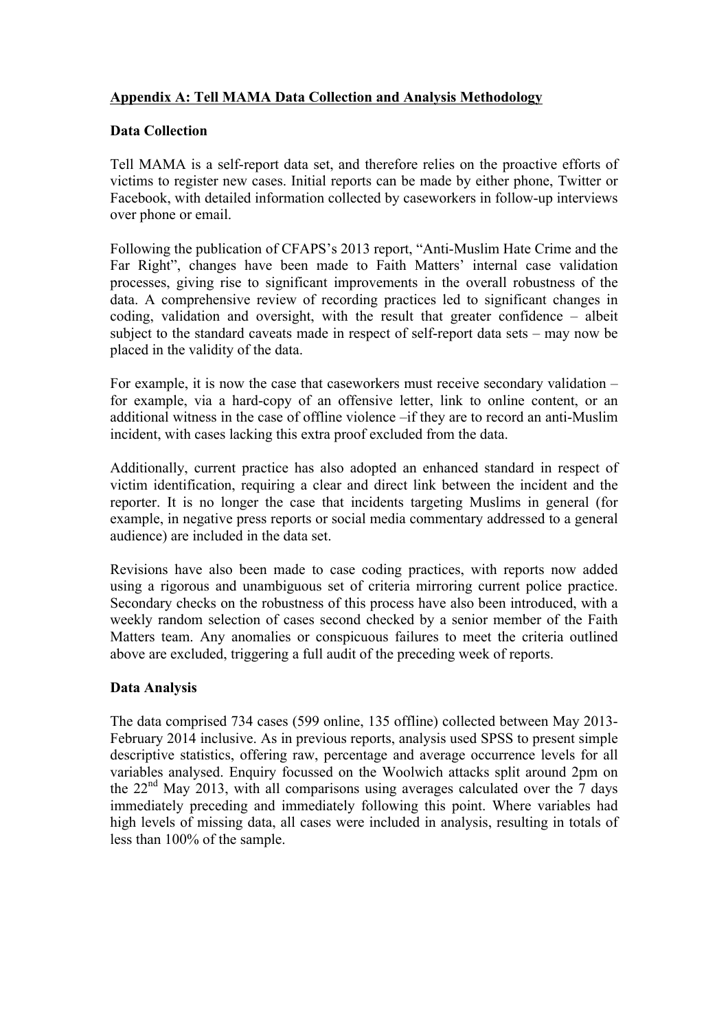## Appendix A: Tell MAMA Data Collection and Analysis Methodology

### Data Collection

Tell MAMA is a self-report data set, and therefore relies on the proactive efforts of victims to register new cases. Initial reports can be made by either phone, Twitter or Facebook, with detailed information collected by caseworkers in follow-up interviews over phone or email.

Following the publication of CFAPS's 2013 report, "Anti-Muslim Hate Crime and the Far Right", changes have been made to Faith Matters' internal case validation processes, giving rise to significant improvements in the overall robustness of the data. A comprehensive review of recording practices led to significant changes in coding, validation and oversight, with the result that greater confidence – albeit subject to the standard caveats made in respect of self-report data sets – may now be placed in the validity of the data.

For example, it is now the case that caseworkers must receive secondary validation – for example, via a hard-copy of an offensive letter, link to online content, or an additional witness in the case of offline violence –if they are to record an anti-Muslim incident, with cases lacking this extra proof excluded from the data.

Additionally, current practice has also adopted an enhanced standard in respect of victim identification, requiring a clear and direct link between the incident and the reporter. It is no longer the case that incidents targeting Muslims in general (for example, in negative press reports or social media commentary addressed to a general audience) are included in the data set.

Revisions have also been made to case coding practices, with reports now added using a rigorous and unambiguous set of criteria mirroring current police practice. Secondary checks on the robustness of this process have also been introduced, with a weekly random selection of cases second checked by a senior member of the Faith Matters team. Any anomalies or conspicuous failures to meet the criteria outlined above are excluded, triggering a full audit of the preceding week of reports.

### Data Analysis

The data comprised 734 cases (599 online, 135 offline) collected between May 2013-February 2014 inclusive. As in previous reports, analysis used SPSS to present simple descriptive statistics, offering raw, percentage and average occurrence levels for all variables analysed. Enquiry focussed on the Woolwich attacks split around 2pm on the 22nd May 2013, with all comparisons using averages calculated over the 7 days immediately preceding and immediately following this point. Where variables had high levels of missing data, all cases were included in analysis, resulting in totals of less than 100% of the sample.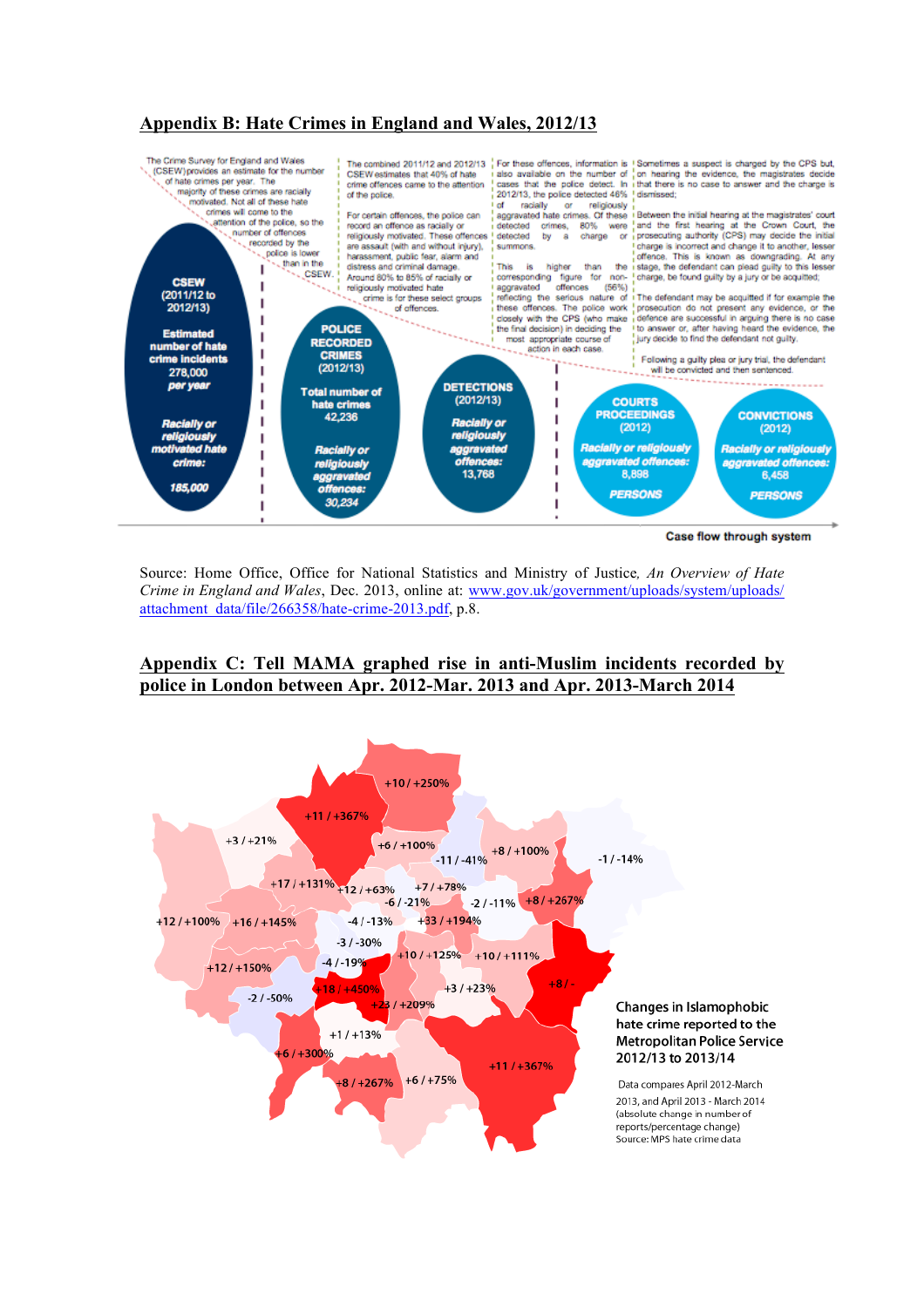## Appendix B: Hate Crimes in England and Wales, 2012/13

The Crime Survey for England and Wales (CSEW) provides an estimate for the number of hate crimes per year. The majority of these crimes are racially motivated. Not all of these hate crimes will come to the attention of the police, so the number of offences recorded by the police is lower than in the CSEW.

The combined 2011/12 and 2012/13 CSEW estimates that 40% of hate crime offences came to the attention of the police.

For certain offences, the police can record an offence as racially or religiously motivated. These offences are assault (with and without injury), harassment, public fear, alarm and distress and criminal damage. Around 80% to 85% of racially or religiously motivated hate crime is for these select groups of offences.

For these offences, information is also available on the number of cases that the police detect. In 2012/13, the police detected 46% of racially or religiously aggravated hate crimes. Of these detected crimes, 80% were detected by a charge or summons.

This is higher than the corresponding figure for non-aggravated offences (56%) reflecting the serious nature of these offences. The police work closely with the CPS (who make the final decision) in deciding the most appropriate course of action in each case.

Sometimes a suspect is charged by the CPS but, on hearing the evidence, the magistrates decide that there is no case to answer and the charge is dismissed;

Between the initial hearing at the magistrates' court and the first hearing at the Crown Court, the prosecuting authority (CPS) may decide the initial charge is incorrect and change it to another, lesser offence. This is known as downgrading. At any stage, the defendant can plead guilty to this lesser charge, be found guilty by a jury or be acquitted;

The defendant may be acquitted if for example the prosecution do not present any evidence, or the defence are successful in arguing there is no case to answer or, after having heard the evidence, the jury decide to find the defendant not guilty.

Following a guilty plea or jury trial, the defendant will be convicted and then sentenced.

| CSEW (2011/12 to 2012/13) | POLICE RECORDED CRIMES (2012/13) | DETECTIONS (2012/13) | COURTS PROCEEDINGS (2012) | CONVICTIONS (2012) |
|---|---|---|---|---|
| Estimated number of hate crime incidents 278,000 per year | Total number of hate crimes 42,236 | | | |
| Racially or religiously motivated hate crime: 185,000 | Racially or religiously aggravated offences: 30,234 | Racially or religiously aggravated offences: 13,768 | Racially or religiously aggravated offences: 8,898 PERSONS | Racially or religiously aggravated offences: 6,458 PERSONS |

Case flow through system

Source: Home Office, Office for National Statistics and Ministry of Justice, *An Overview of Hate Crime in England and Wales*, Dec. 2013, online at: www.gov.uk/government/uploads/system/uploads/attachment_data/file/266358/hate-crime-2013.pdf, p.8.

## Appendix C: Tell MAMA graphed rise in anti-Muslim incidents recorded by police in London between Apr. 2012-Mar. 2013 and Apr. 2013-March 2014

Changes in Islamophobic hate crime reported to the Metropolitan Police Service 2012/13 to 2013/14

Data compares April 2012-March 2013, and April 2013 - March 2014 (absolute change in number of reports/percentage change)
Source: MPS hate crime data

+10 / +250%, +11 / +367%, +3 / +21%, +6 / +100%, -11 / -41%, +8 / +100%, -1 / -14%, +17 / +131%, +12 / +63%, +7 / +78%, -6 / -21%, -2 / -11%, +8 / +267%, +12 / +100%, +16 / +145%, -4 / -13%, +33 / +194%, -3 / -30%, -4 / -19%, +10 / +125%, +10 / +111%, +12 / +150%, +18 / +450%, +3 / +23%, +8 / -, -2 / -50%, +23 / +209%, +1 / +13%, +6 / +300%, +8 / +267%, +6 / +75%, +11 / +367%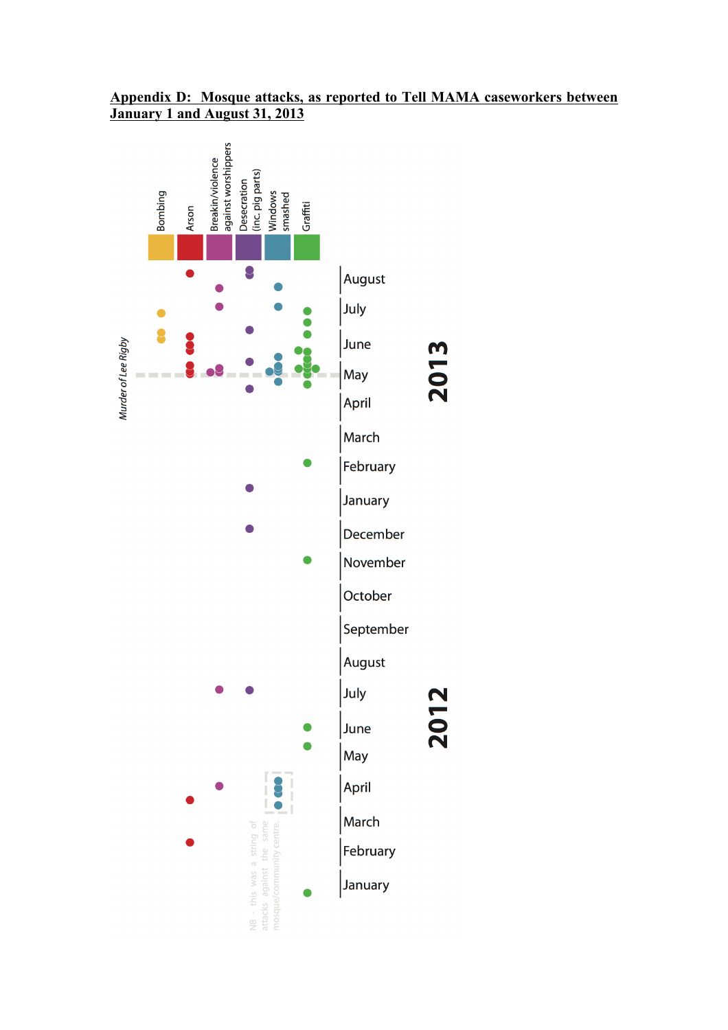**Appendix D: Mosque attacks, as reported to Tell MAMA caseworkers between January 1 and August 31, 2013**

Bombing | Arson | Breakin/violence against worshippers | Desecration (inc. pig parts) | Windows smashed | Graffiti

Murder of Lee Rigby

2013: August, July, June, May, April, March, February, January

2012: December, November, October, September, August, July, June, May, April, March, February, January

NB - this was a string of attacks against the same mosque/community centre.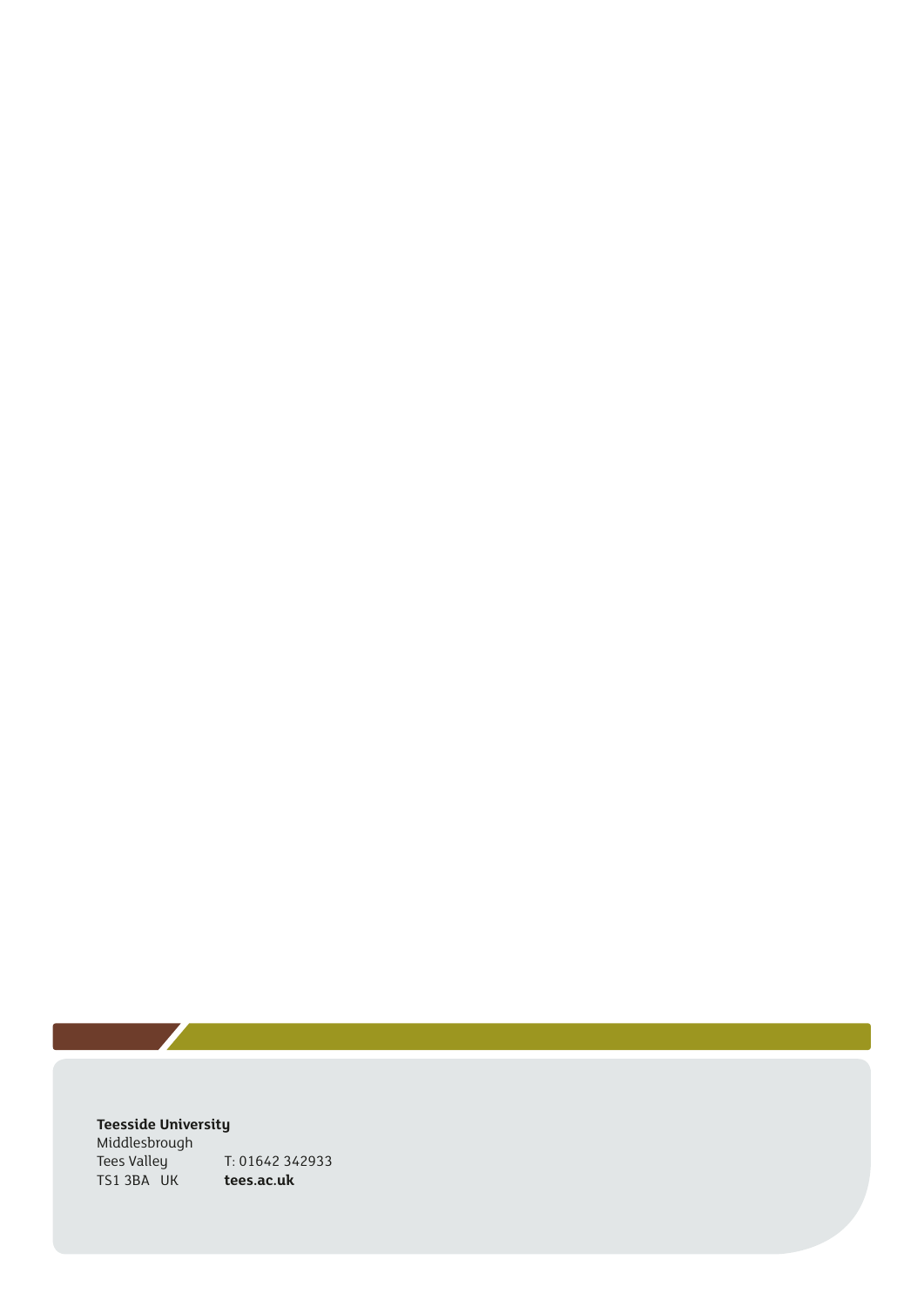**Teesside University**
Middlesbrough
Tees Valley
TS1 3BA UK

T: 01642 342933
**tees.ac.uk**